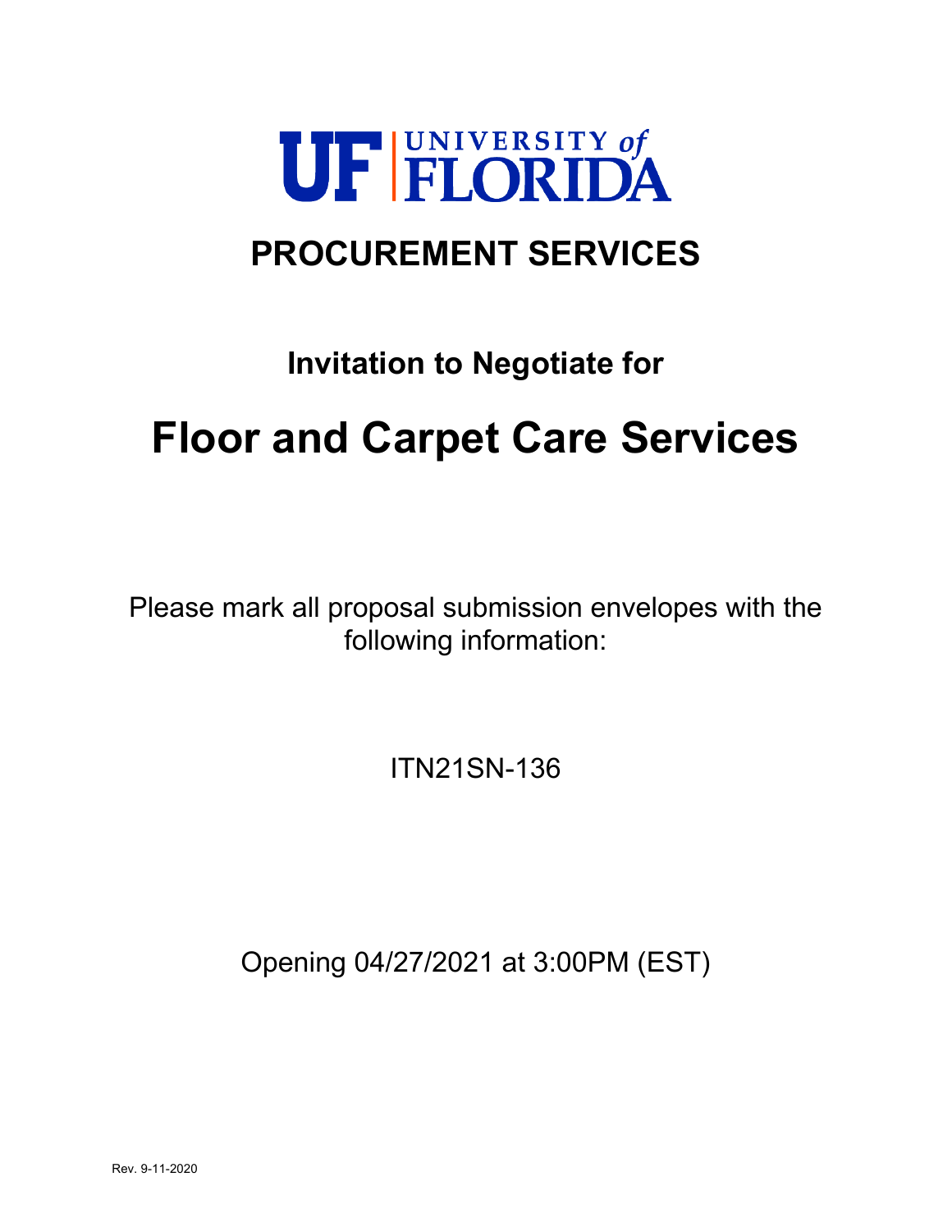UF UNIVERSITY of FLORIDA

# PROCUREMENT SERVICES

## Invitation to Negotiate for

# Floor and Carpet Care Services

Please mark all proposal submission envelopes with the following information:

ITN21SN-136

Opening 04/27/2021 at 3:00PM (EST)

Rev. 9-11-2020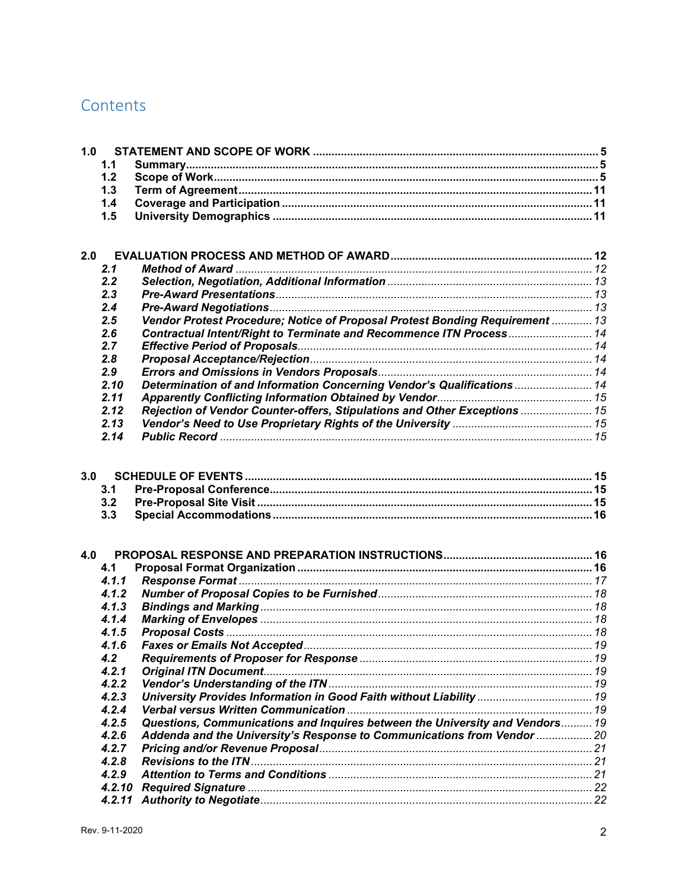# Contents

**1.0 STATEMENT AND SCOPE OF WORK** .......... **5**
- **1.1 Summary** .......... **5**
- **1.2 Scope of Work** .......... **5**
- **1.3 Term of Agreement** .......... **11**
- **1.4 Coverage and Participation** .......... **11**
- **1.5 University Demographics** .......... **11**

**2.0 EVALUATION PROCESS AND METHOD OF AWARD** .......... **12**
- ***2.1 Method of Award*** .......... *12*
- ***2.2 Selection, Negotiation, Additional Information*** .......... *13*
- ***2.3 Pre-Award Presentations*** .......... *13*
- ***2.4 Pre-Award Negotiations*** .......... *13*
- ***2.5 Vendor Protest Procedure; Notice of Proposal Protest Bonding Requirement*** .......... *13*
- ***2.6 Contractual Intent/Right to Terminate and Recommence ITN Process*** .......... *14*
- ***2.7 Effective Period of Proposals*** .......... *14*
- ***2.8 Proposal Acceptance/Rejection*** .......... *14*
- ***2.9 Errors and Omissions in Vendors Proposals*** .......... *14*
- ***2.10 Determination of and Information Concerning Vendor's Qualifications*** .......... *14*
- ***2.11 Apparently Conflicting Information Obtained by Vendor*** .......... *15*
- ***2.12 Rejection of Vendor Counter-offers, Stipulations and Other Exceptions*** .......... *15*
- ***2.13 Vendor's Need to Use Proprietary Rights of the University*** .......... *15*
- ***2.14 Public Record*** .......... *15*

**3.0 SCHEDULE OF EVENTS** .......... **15**
- **3.1 Pre-Proposal Conference** .......... **15**
- **3.2 Pre-Proposal Site Visit** .......... **15**
- **3.3 Special Accommodations** .......... **16**

**4.0 PROPOSAL RESPONSE AND PREPARATION INSTRUCTIONS** .......... **16**
- **4.1 Proposal Format Organization** .......... **16**
- ***4.1.1 Response Format*** .......... *17*
- ***4.1.2 Number of Proposal Copies to be Furnished*** .......... *18*
- ***4.1.3 Bindings and Marking*** .......... *18*
- ***4.1.4 Marking of Envelopes*** .......... *18*
- ***4.1.5 Proposal Costs*** .......... *18*
- ***4.1.6 Faxes or Emails Not Accepted*** .......... *19*
- ***4.2 Requirements of Proposer for Response*** .......... *19*
- ***4.2.1 Original ITN Document*** .......... *19*
- ***4.2.2 Vendor's Understanding of the ITN*** .......... *19*
- ***4.2.3 University Provides Information in Good Faith without Liability*** .......... *19*
- ***4.2.4 Verbal versus Written Communication*** .......... *19*
- ***4.2.5 Questions, Communications and Inquires between the University and Vendors*** .......... *19*
- ***4.2.6 Addenda and the University's Response to Communications from Vendor*** .......... *20*
- ***4.2.7 Pricing and/or Revenue Proposal*** .......... *21*
- ***4.2.8 Revisions to the ITN*** .......... *21*
- ***4.2.9 Attention to Terms and Conditions*** .......... *21*
- ***4.2.10 Required Signature*** .......... *22*
- ***4.2.11 Authority to Negotiate*** .......... *22*

Rev. 9-11-2020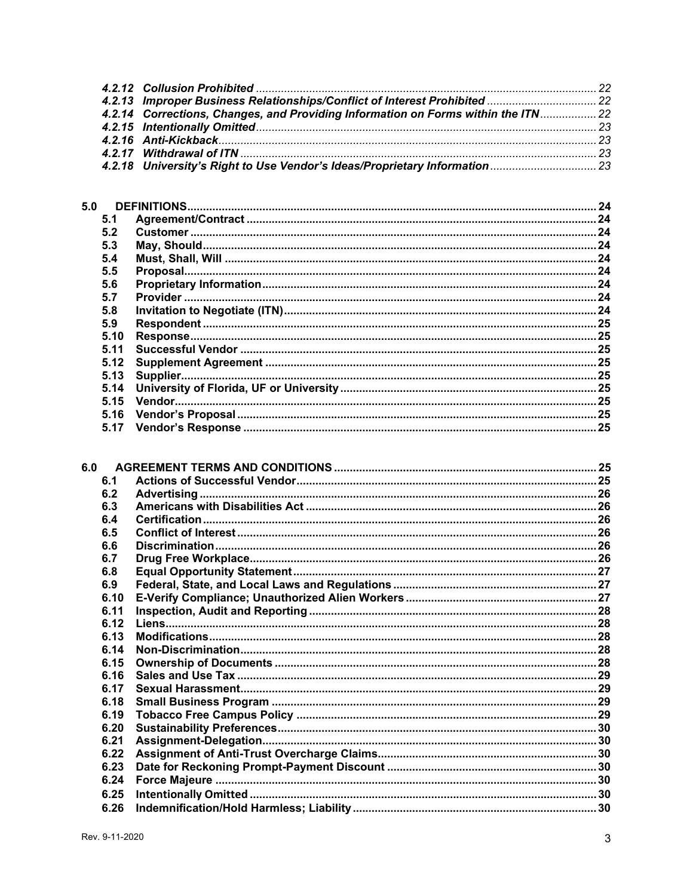*4.2.12 Collusion Prohibited* ........................................................................................................ 22
*4.2.13 Improper Business Relationships/Conflict of Interest Prohibited* ................................... 22
*4.2.14 Corrections, Changes, and Providing Information on Forms within the ITN* .................. 22
*4.2.15 Intentionally Omitted* ...................................................................................................... 23
*4.2.16 Anti-Kickback* .................................................................................................................. 23
*4.2.17 Withdrawal of ITN* .......................................................................................................... 23
*4.2.18 University's Right to Use Vendor's Ideas/Proprietary Information* .................................. 23

**5.0 DEFINITIONS** ........................................................................................................................ 24
**5.1 Agreement/Contract** ................................................................................................................ 24
**5.2 Customer** ................................................................................................................................ 24
**5.3 May, Should** ........................................................................................................................... 24
**5.4 Must, Shall, Will** ..................................................................................................................... 24
**5.5 Proposal** ................................................................................................................................. 24
**5.6 Proprietary Information** ........................................................................................................... 24
**5.7 Provider** .................................................................................................................................. 24
**5.8 Invitation to Negotiate (ITN)** .................................................................................................... 24
**5.9 Respondent** ............................................................................................................................ 25
**5.10 Response** ............................................................................................................................. 25
**5.11 Successful Vendor** ................................................................................................................ 25
**5.12 Supplement Agreement** ......................................................................................................... 25
**5.13 Supplier** ................................................................................................................................. 25
**5.14 University of Florida, UF or University** ................................................................................... 25
**5.15 Vendor** ................................................................................................................................... 25
**5.16 Vendor's Proposal** ................................................................................................................. 25
**5.17 Vendor's Response** ................................................................................................................ 25

**6.0 AGREEMENT TERMS AND CONDITIONS** ............................................................................ 25
**6.1 Actions of Successful Vendor** ................................................................................................. 25
**6.2 Advertising** .............................................................................................................................. 26
**6.3 Americans with Disabilities Act** ............................................................................................... 26
**6.4 Certification** ............................................................................................................................ 26
**6.5 Conflict of Interest** ................................................................................................................... 26
**6.6 Discrimination** ......................................................................................................................... 26
**6.7 Drug Free Workplace** .............................................................................................................. 26
**6.8 Equal Opportunity Statement** .................................................................................................. 27
**6.9 Federal, State, and Local Laws and Regulations** ................................................................... 27
**6.10 E-Verify Compliance; Unauthorized Alien Workers** ............................................................... 27
**6.11 Inspection, Audit and Reporting** ........................................................................................... 28
**6.12 Liens** ...................................................................................................................................... 28
**6.13 Modifications** .......................................................................................................................... 28
**6.14 Non-Discrimination** ................................................................................................................ 28
**6.15 Ownership of Documents** ...................................................................................................... 28
**6.16 Sales and Use Tax** ................................................................................................................ 29
**6.17 Sexual Harassment** ............................................................................................................... 29
**6.18 Small Business Program** ....................................................................................................... 29
**6.19 Tobacco Free Campus Policy** ............................................................................................... 29
**6.20 Sustainability Preferences** ..................................................................................................... 30
**6.21 Assignment-Delegation** ......................................................................................................... 30
**6.22 Assignment of Anti-Trust Overcharge Claims** ....................................................................... 30
**6.23 Date for Reckoning Prompt-Payment Discount** .................................................................... 30
**6.24 Force Majeure** ....................................................................................................................... 30
**6.25 Intentionally Omitted** ............................................................................................................. 30
**6.26 Indemnification/Hold Harmless; Liability** ............................................................................... 30

Rev. 9-11-2020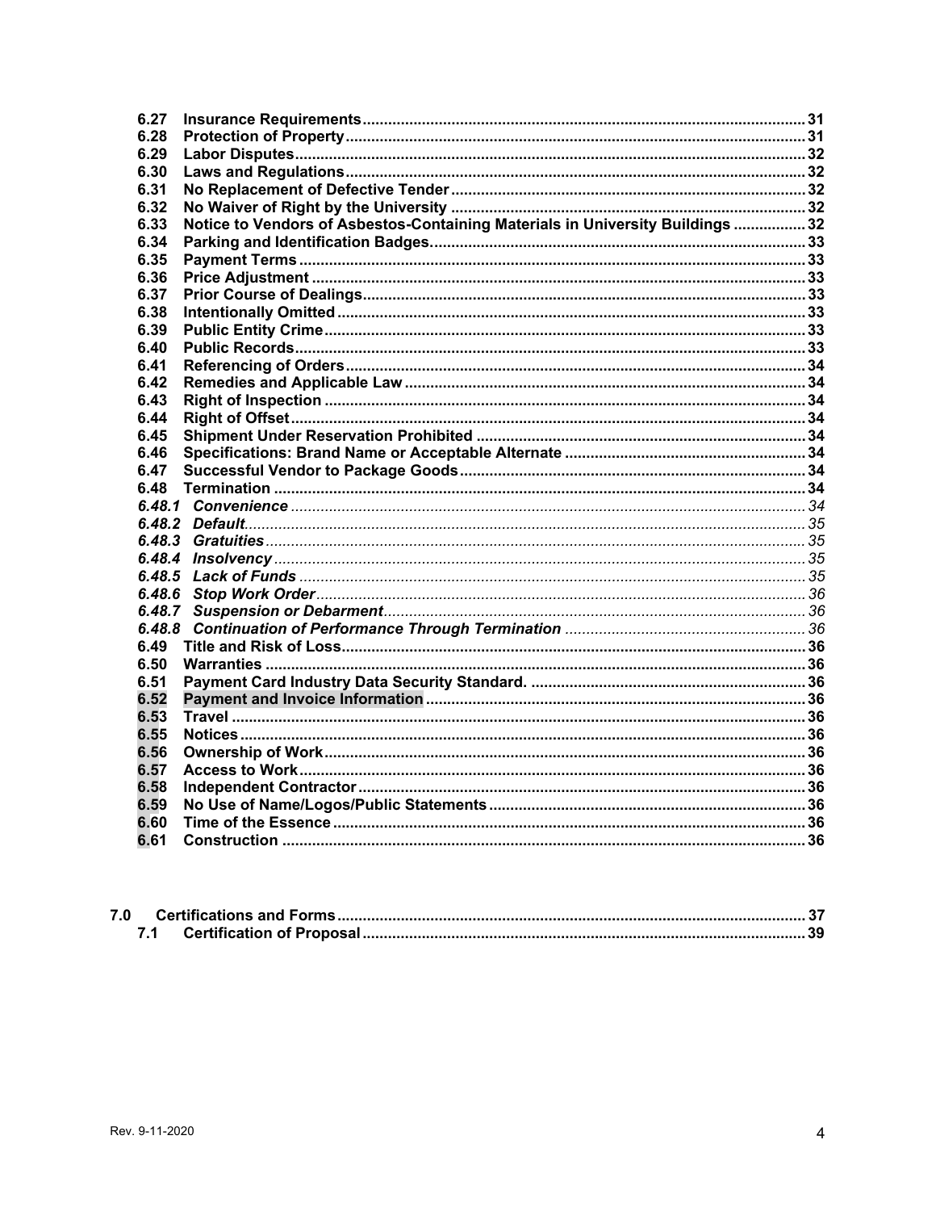| | | |
|---|---|---|
| **6.27** | **Insurance Requirements** | **31** |
| **6.28** | **Protection of Property** | **31** |
| **6.29** | **Labor Disputes** | **32** |
| **6.30** | **Laws and Regulations** | **32** |
| **6.31** | **No Replacement of Defective Tender** | **32** |
| **6.32** | **No Waiver of Right by the University** | **32** |
| **6.33** | **Notice to Vendors of Asbestos-Containing Materials in University Buildings** | **32** |
| **6.34** | **Parking and Identification Badges.** | **33** |
| **6.35** | **Payment Terms** | **33** |
| **6.36** | **Price Adjustment** | **33** |
| **6.37** | **Prior Course of Dealings** | **33** |
| **6.38** | **Intentionally Omitted** | **33** |
| **6.39** | **Public Entity Crime** | **33** |
| **6.40** | **Public Records** | **33** |
| **6.41** | **Referencing of Orders** | **34** |
| **6.42** | **Remedies and Applicable Law** | **34** |
| **6.43** | **Right of Inspection** | **34** |
| **6.44** | **Right of Offset** | **34** |
| **6.45** | **Shipment Under Reservation Prohibited** | **34** |
| **6.46** | **Specifications: Brand Name or Acceptable Alternate** | **34** |
| **6.47** | **Successful Vendor to Package Goods** | **34** |
| **6.48** | **Termination** | **34** |
| ***6.48.1*** | ***Convenience*** | *34* |
| ***6.48.2*** | ***Default*** | *35* |
| ***6.48.3*** | ***Gratuities*** | *35* |
| ***6.48.4*** | ***Insolvency*** | *35* |
| ***6.48.5*** | ***Lack of Funds*** | *35* |
| ***6.48.6*** | ***Stop Work Order*** | *36* |
| ***6.48.7*** | ***Suspension or Debarment*** | *36* |
| ***6.48.8*** | ***Continuation of Performance Through Termination*** | *36* |
| **6.49** | **Title and Risk of Loss** | **36** |
| **6.50** | **Warranties** | **36** |
| **6.51** | **Payment Card Industry Data Security Standard.** | **36** |
| **6.52** | **Payment and Invoice Information** | **36** |
| **6.53** | **Travel** | **36** |
| **6.55** | **Notices** | **36** |
| **6.56** | **Ownership of Work** | **36** |
| **6.57** | **Access to Work** | **36** |
| **6.58** | **Independent Contractor** | **36** |
| **6.59** | **No Use of Name/Logos/Public Statements** | **36** |
| **6.60** | **Time of the Essence** | **36** |
| **6.61** | **Construction** | **36** |

| | | |
|---|---|---|
| **7.0** | **Certifications and Forms** | **37** |
| **7.1** | **Certification of Proposal** | **39** |

Rev. 9-11-2020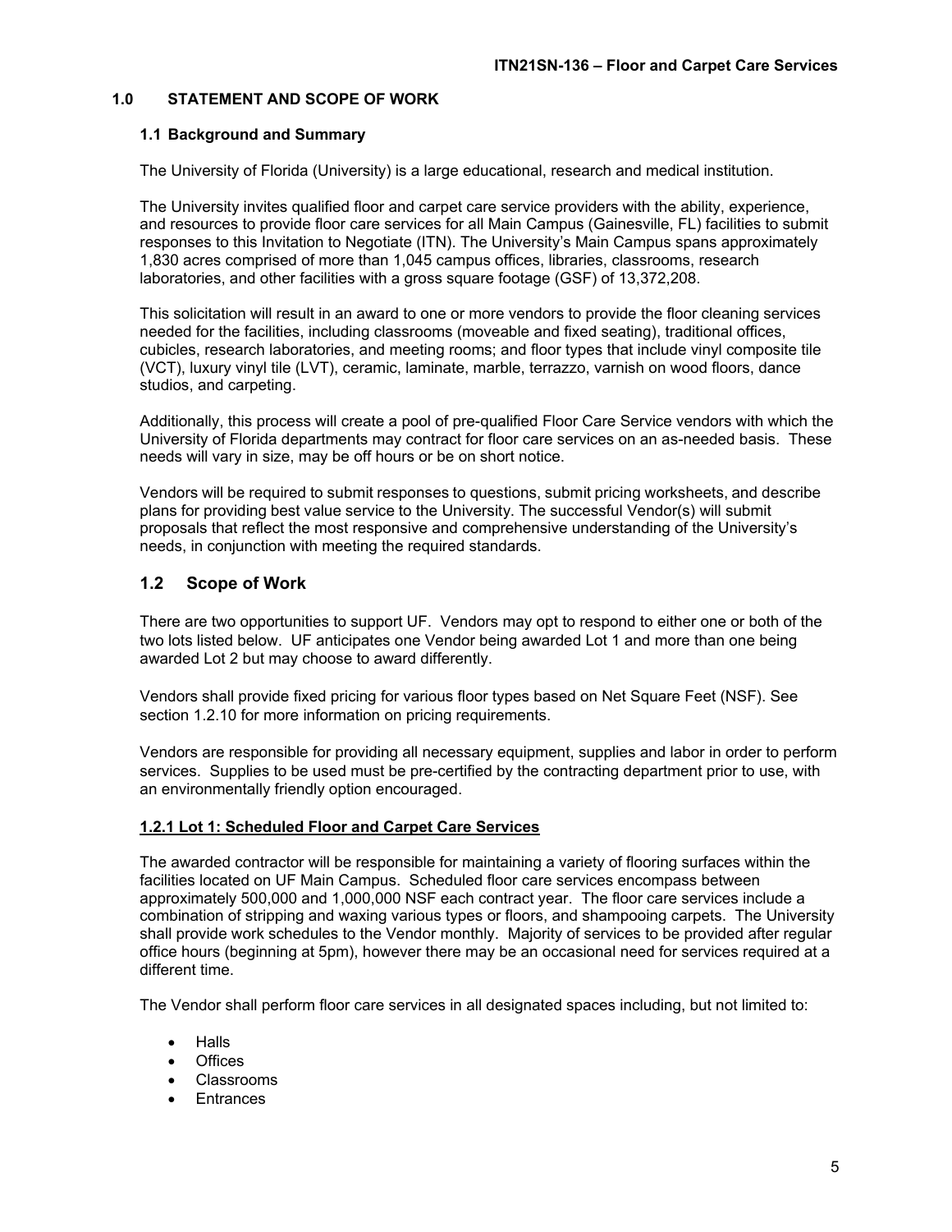## 1.0 STATEMENT AND SCOPE OF WORK

### 1.1 Background and Summary

The University of Florida (University) is a large educational, research and medical institution.

The University invites qualified floor and carpet care service providers with the ability, experience, and resources to provide floor care services for all Main Campus (Gainesville, FL) facilities to submit responses to this Invitation to Negotiate (ITN). The University's Main Campus spans approximately 1,830 acres comprised of more than 1,045 campus offices, libraries, classrooms, research laboratories, and other facilities with a gross square footage (GSF) of 13,372,208.

This solicitation will result in an award to one or more vendors to provide the floor cleaning services needed for the facilities, including classrooms (moveable and fixed seating), traditional offices, cubicles, research laboratories, and meeting rooms; and floor types that include vinyl composite tile (VCT), luxury vinyl tile (LVT), ceramic, laminate, marble, terrazzo, varnish on wood floors, dance studios, and carpeting.

Additionally, this process will create a pool of pre-qualified Floor Care Service vendors with which the University of Florida departments may contract for floor care services on an as-needed basis. These needs will vary in size, may be off hours or be on short notice.

Vendors will be required to submit responses to questions, submit pricing worksheets, and describe plans for providing best value service to the University. The successful Vendor(s) will submit proposals that reflect the most responsive and comprehensive understanding of the University's needs, in conjunction with meeting the required standards.

## 1.2 Scope of Work

There are two opportunities to support UF. Vendors may opt to respond to either one or both of the two lots listed below. UF anticipates one Vendor being awarded Lot 1 and more than one being awarded Lot 2 but may choose to award differently.

Vendors shall provide fixed pricing for various floor types based on Net Square Feet (NSF). See section 1.2.10 for more information on pricing requirements.

Vendors are responsible for providing all necessary equipment, supplies and labor in order to perform services. Supplies to be used must be pre-certified by the contracting department prior to use, with an environmentally friendly option encouraged.

### 1.2.1 Lot 1: Scheduled Floor and Carpet Care Services

The awarded contractor will be responsible for maintaining a variety of flooring surfaces within the facilities located on UF Main Campus. Scheduled floor care services encompass between approximately 500,000 and 1,000,000 NSF each contract year. The floor care services include a combination of stripping and waxing various types or floors, and shampooing carpets. The University shall provide work schedules to the Vendor monthly. Majority of services to be provided after regular office hours (beginning at 5pm), however there may be an occasional need for services required at a different time.

The Vendor shall perform floor care services in all designated spaces including, but not limited to:

- Halls
- Offices
- Classrooms
- Entrances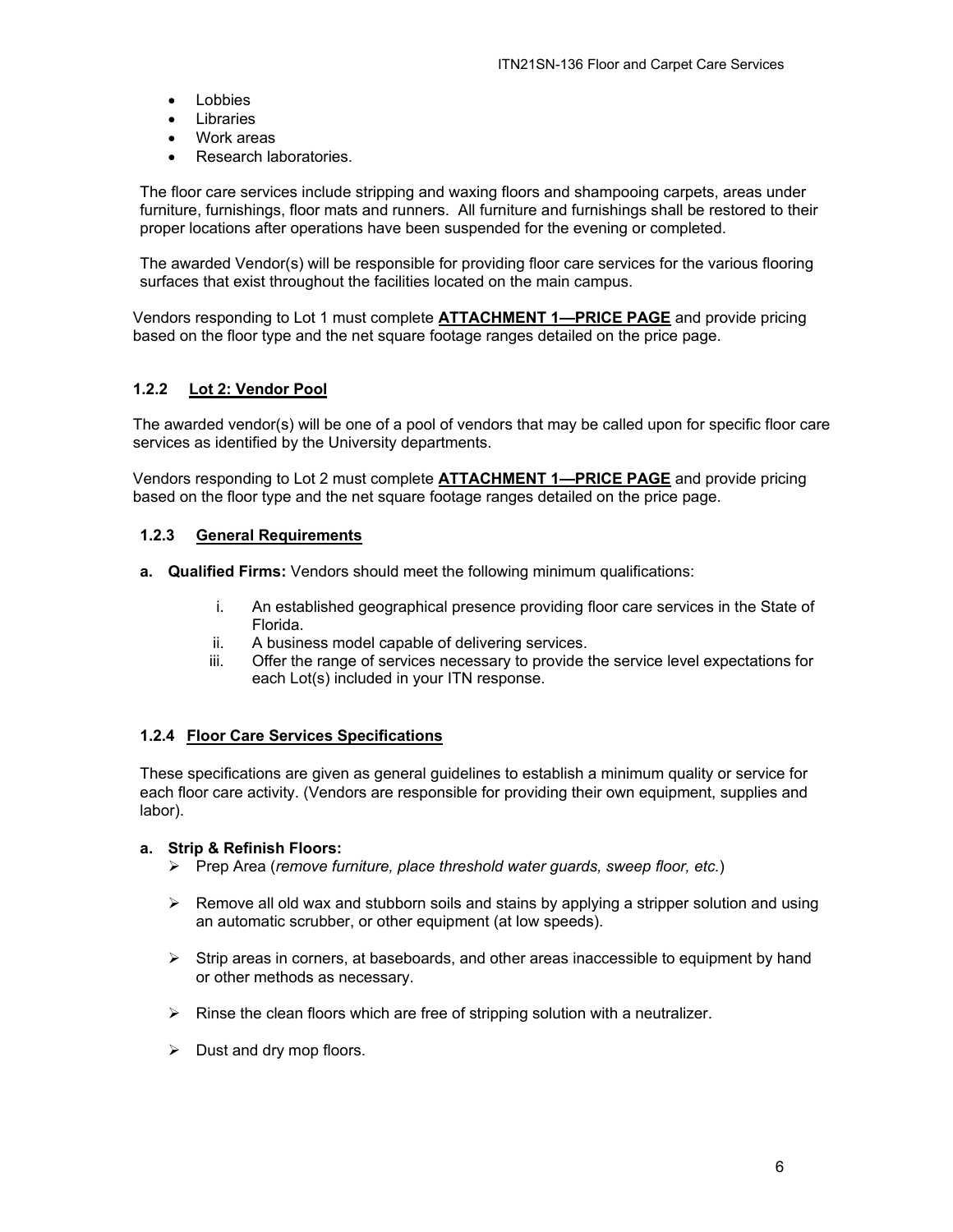- Lobbies
- Libraries
- Work areas
- Research laboratories.

The floor care services include stripping and waxing floors and shampooing carpets, areas under furniture, furnishings, floor mats and runners. All furniture and furnishings shall be restored to their proper locations after operations have been suspended for the evening or completed.

The awarded Vendor(s) will be responsible for providing floor care services for the various flooring surfaces that exist throughout the facilities located on the main campus.

Vendors responding to Lot 1 must complete **ATTACHMENT 1—PRICE PAGE** and provide pricing based on the floor type and the net square footage ranges detailed on the price page.

### 1.2.2 Lot 2: Vendor Pool

The awarded vendor(s) will be one of a pool of vendors that may be called upon for specific floor care services as identified by the University departments.

Vendors responding to Lot 2 must complete **ATTACHMENT 1—PRICE PAGE** and provide pricing based on the floor type and the net square footage ranges detailed on the price page.

### 1.2.3 General Requirements

**a. Qualified Firms:** Vendors should meet the following minimum qualifications:

i. An established geographical presence providing floor care services in the State of Florida.
ii. A business model capable of delivering services.
iii. Offer the range of services necessary to provide the service level expectations for each Lot(s) included in your ITN response.

### 1.2.4 Floor Care Services Specifications

These specifications are given as general guidelines to establish a minimum quality or service for each floor care activity. (Vendors are responsible for providing their own equipment, supplies and labor).

**a. Strip & Refinish Floors:**

- Prep Area (*remove furniture, place threshold water guards, sweep floor, etc.*)
- Remove all old wax and stubborn soils and stains by applying a stripper solution and using an automatic scrubber, or other equipment (at low speeds).
- Strip areas in corners, at baseboards, and other areas inaccessible to equipment by hand or other methods as necessary.
- Rinse the clean floors which are free of stripping solution with a neutralizer.
- Dust and dry mop floors.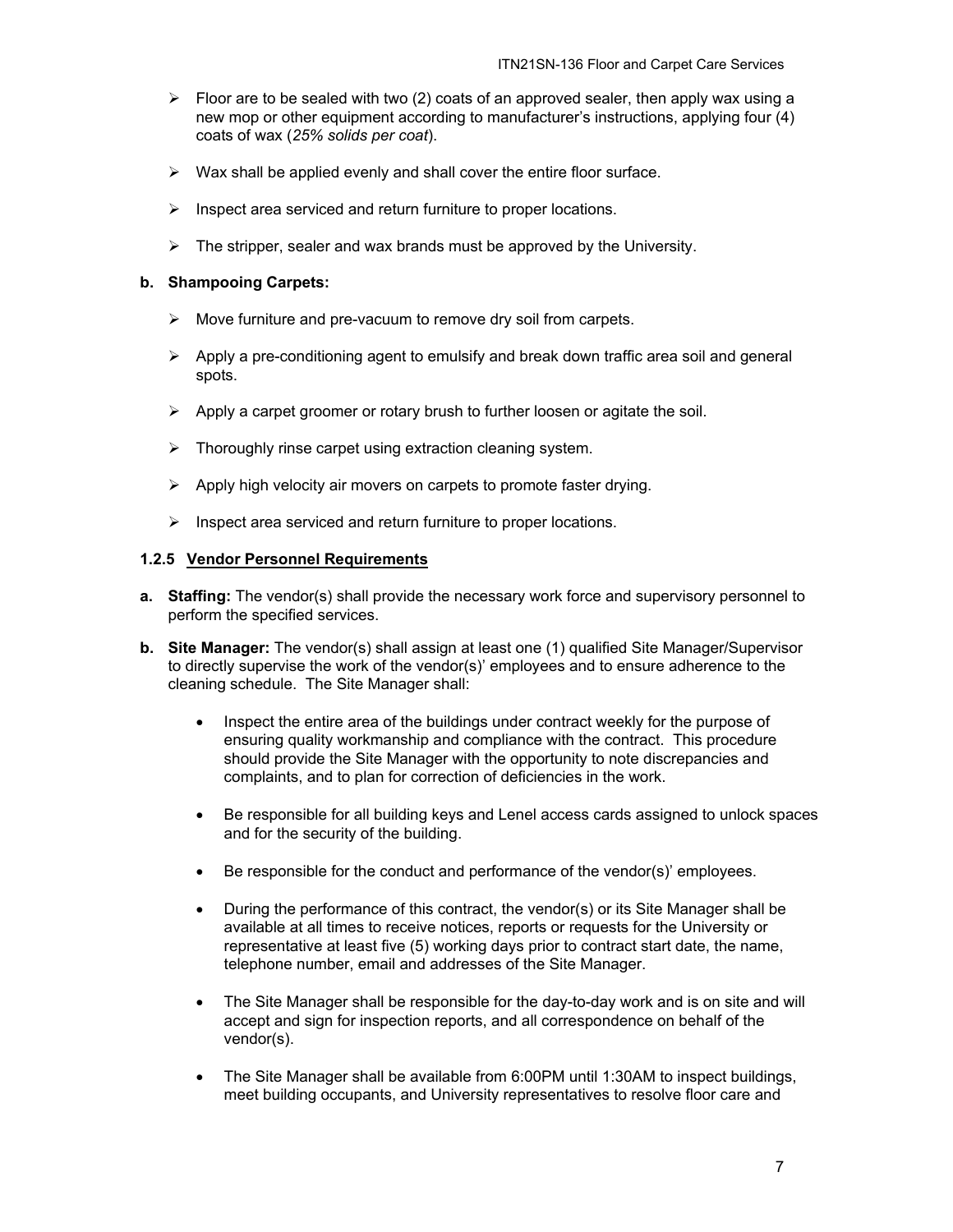- Floor are to be sealed with two (2) coats of an approved sealer, then apply wax using a new mop or other equipment according to manufacturer's instructions, applying four (4) coats of wax (*25% solids per coat*).
- Wax shall be applied evenly and shall cover the entire floor surface.
- Inspect area serviced and return furniture to proper locations.
- The stripper, sealer and wax brands must be approved by the University.

**b. Shampooing Carpets:**

- Move furniture and pre-vacuum to remove dry soil from carpets.
- Apply a pre-conditioning agent to emulsify and break down traffic area soil and general spots.
- Apply a carpet groomer or rotary brush to further loosen or agitate the soil.
- Thoroughly rinse carpet using extraction cleaning system.
- Apply high velocity air movers on carpets to promote faster drying.
- Inspect area serviced and return furniture to proper locations.

### 1.2.5 <u>Vendor Personnel Requirements</u>

**a. Staffing:** The vendor(s) shall provide the necessary work force and supervisory personnel to perform the specified services.

**b. Site Manager:** The vendor(s) shall assign at least one (1) qualified Site Manager/Supervisor to directly supervise the work of the vendor(s)' employees and to ensure adherence to the cleaning schedule. The Site Manager shall:

- Inspect the entire area of the buildings under contract weekly for the purpose of ensuring quality workmanship and compliance with the contract. This procedure should provide the Site Manager with the opportunity to note discrepancies and complaints, and to plan for correction of deficiencies in the work.
- Be responsible for all building keys and Lenel access cards assigned to unlock spaces and for the security of the building.
- Be responsible for the conduct and performance of the vendor(s)' employees.
- During the performance of this contract, the vendor(s) or its Site Manager shall be available at all times to receive notices, reports or requests for the University or representative at least five (5) working days prior to contract start date, the name, telephone number, email and addresses of the Site Manager.
- The Site Manager shall be responsible for the day-to-day work and is on site and will accept and sign for inspection reports, and all correspondence on behalf of the vendor(s).
- The Site Manager shall be available from 6:00PM until 1:30AM to inspect buildings, meet building occupants, and University representatives to resolve floor care and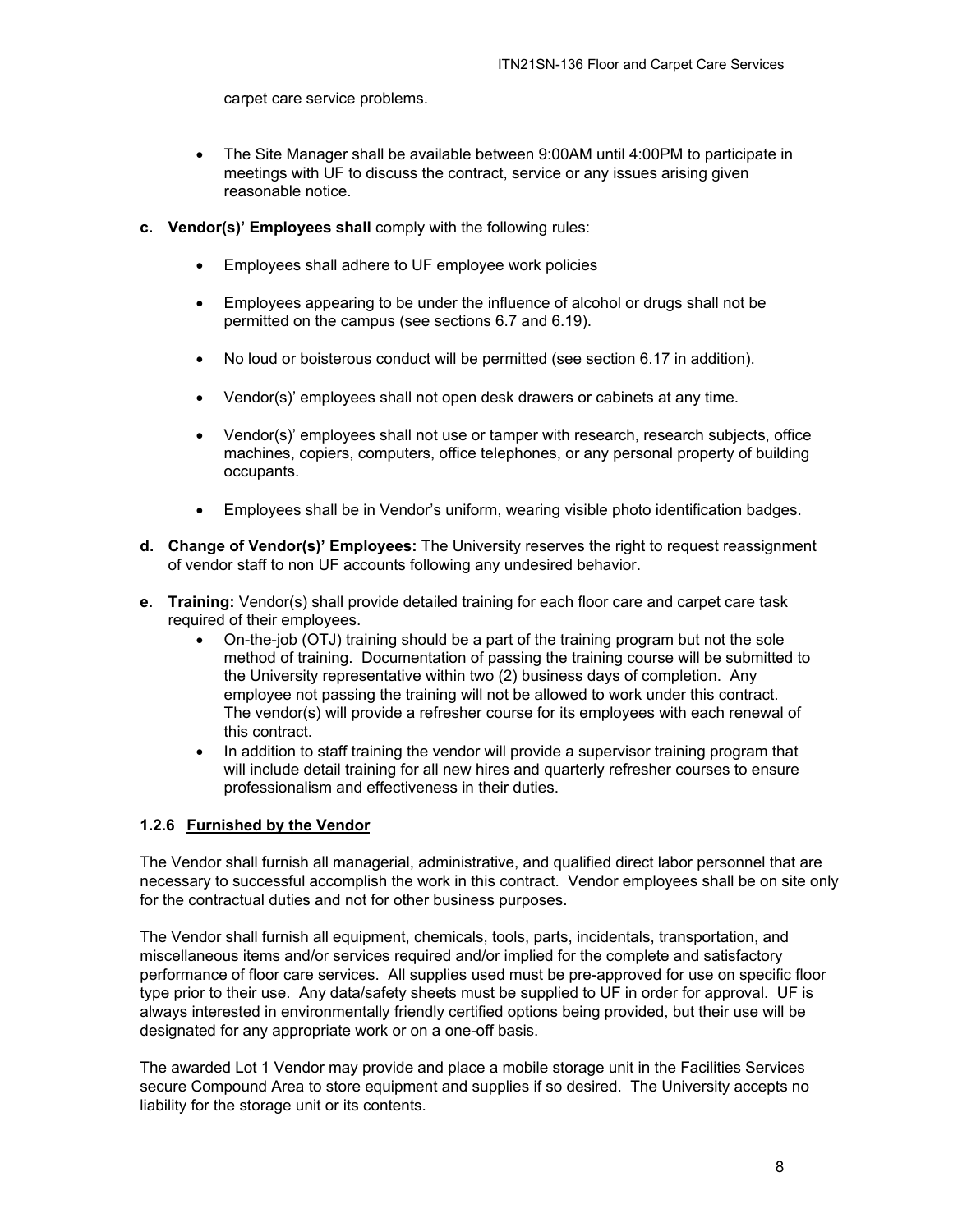carpet care service problems.

- The Site Manager shall be available between 9:00AM until 4:00PM to participate in meetings with UF to discuss the contract, service or any issues arising given reasonable notice.

**c. Vendor(s)' Employees shall** comply with the following rules:

- Employees shall adhere to UF employee work policies
- Employees appearing to be under the influence of alcohol or drugs shall not be permitted on the campus (see sections 6.7 and 6.19).
- No loud or boisterous conduct will be permitted (see section 6.17 in addition).
- Vendor(s)' employees shall not open desk drawers or cabinets at any time.
- Vendor(s)' employees shall not use or tamper with research, research subjects, office machines, copiers, computers, office telephones, or any personal property of building occupants.
- Employees shall be in Vendor's uniform, wearing visible photo identification badges.

**d. Change of Vendor(s)' Employees:** The University reserves the right to request reassignment of vendor staff to non UF accounts following any undesired behavior.

**e. Training:** Vendor(s) shall provide detailed training for each floor care and carpet care task required of their employees.

- On-the-job (OTJ) training should be a part of the training program but not the sole method of training. Documentation of passing the training course will be submitted to the University representative within two (2) business days of completion. Any employee not passing the training will not be allowed to work under this contract. The vendor(s) will provide a refresher course for its employees with each renewal of this contract.
- In addition to staff training the vendor will provide a supervisor training program that will include detail training for all new hires and quarterly refresher courses to ensure professionalism and effectiveness in their duties.

### 1.2.6 Furnished by the Vendor

The Vendor shall furnish all managerial, administrative, and qualified direct labor personnel that are necessary to successful accomplish the work in this contract. Vendor employees shall be on site only for the contractual duties and not for other business purposes.

The Vendor shall furnish all equipment, chemicals, tools, parts, incidentals, transportation, and miscellaneous items and/or services required and/or implied for the complete and satisfactory performance of floor care services. All supplies used must be pre-approved for use on specific floor type prior to their use. Any data/safety sheets must be supplied to UF in order for approval. UF is always interested in environmentally friendly certified options being provided, but their use will be designated for any appropriate work or on a one-off basis.

The awarded Lot 1 Vendor may provide and place a mobile storage unit in the Facilities Services secure Compound Area to store equipment and supplies if so desired. The University accepts no liability for the storage unit or its contents.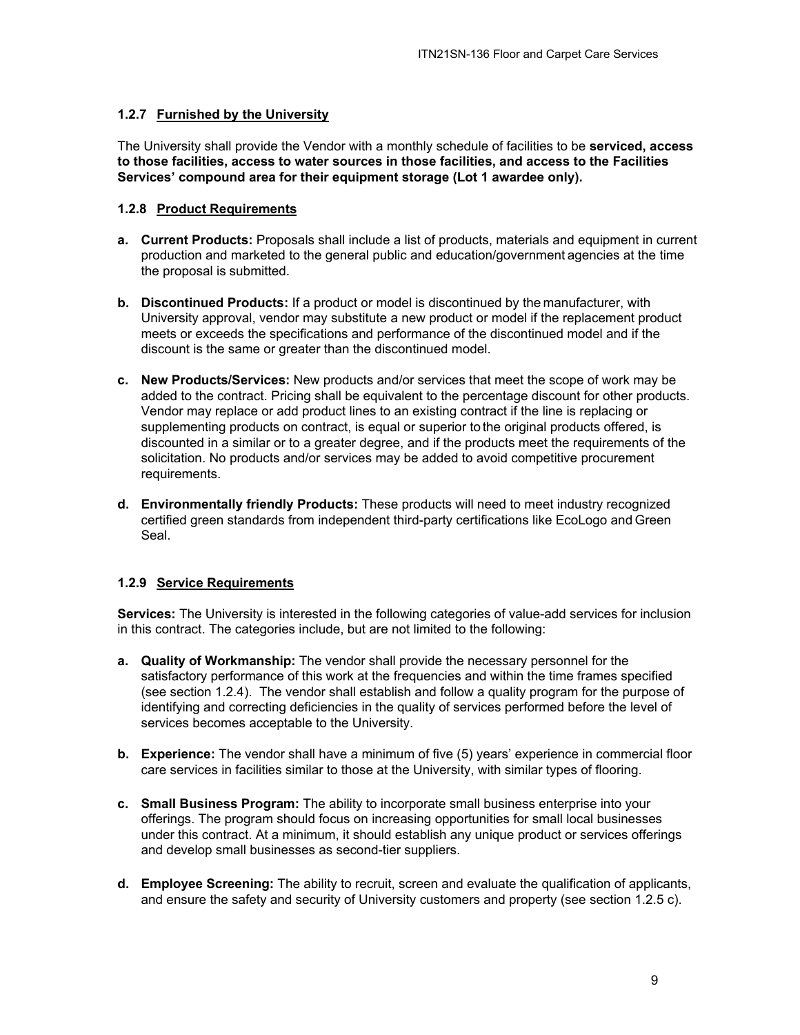### 1.2.7 Furnished by the University

The University shall provide the Vendor with a monthly schedule of facilities to be **serviced, access to those facilities, access to water sources in those facilities, and access to the Facilities Services' compound area for their equipment storage (Lot 1 awardee only).**

### 1.2.8 Product Requirements

- **a. Current Products:** Proposals shall include a list of products, materials and equipment in current production and marketed to the general public and education/government agencies at the time the proposal is submitted.
- **b. Discontinued Products:** If a product or model is discontinued by the manufacturer, with University approval, vendor may substitute a new product or model if the replacement product meets or exceeds the specifications and performance of the discontinued model and if the discount is the same or greater than the discontinued model.
- **c. New Products/Services:** New products and/or services that meet the scope of work may be added to the contract. Pricing shall be equivalent to the percentage discount for other products. Vendor may replace or add product lines to an existing contract if the line is replacing or supplementing products on contract, is equal or superior to the original products offered, is discounted in a similar or to a greater degree, and if the products meet the requirements of the solicitation. No products and/or services may be added to avoid competitive procurement requirements.
- **d. Environmentally friendly Products:** These products will need to meet industry recognized certified green standards from independent third-party certifications like EcoLogo and Green Seal.

### 1.2.9 Service Requirements

**Services:** The University is interested in the following categories of value-add services for inclusion in this contract. The categories include, but are not limited to the following:

- **a. Quality of Workmanship:** The vendor shall provide the necessary personnel for the satisfactory performance of this work at the frequencies and within the time frames specified (see section 1.2.4). The vendor shall establish and follow a quality program for the purpose of identifying and correcting deficiencies in the quality of services performed before the level of services becomes acceptable to the University.
- **b. Experience:** The vendor shall have a minimum of five (5) years' experience in commercial floor care services in facilities similar to those at the University, with similar types of flooring.
- **c. Small Business Program:** The ability to incorporate small business enterprise into your offerings. The program should focus on increasing opportunities for small local businesses under this contract. At a minimum, it should establish any unique product or services offerings and develop small businesses as second-tier suppliers.
- **d. Employee Screening:** The ability to recruit, screen and evaluate the qualification of applicants, and ensure the safety and security of University customers and property (see section 1.2.5 c).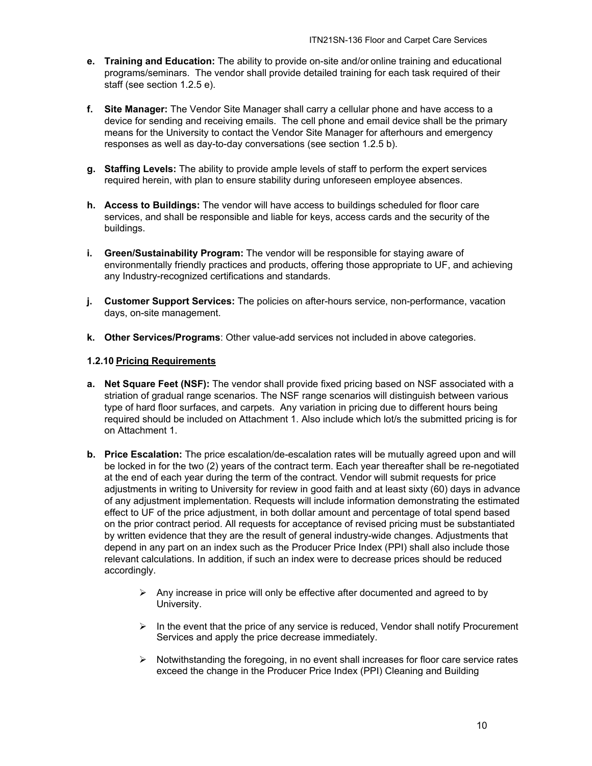- **e. Training and Education:** The ability to provide on-site and/or online training and educational programs/seminars. The vendor shall provide detailed training for each task required of their staff (see section 1.2.5 e).

- **f. Site Manager:** The Vendor Site Manager shall carry a cellular phone and have access to a device for sending and receiving emails. The cell phone and email device shall be the primary means for the University to contact the Vendor Site Manager for afterhours and emergency responses as well as day-to-day conversations (see section 1.2.5 b).

- **g. Staffing Levels:** The ability to provide ample levels of staff to perform the expert services required herein, with plan to ensure stability during unforeseen employee absences.

- **h. Access to Buildings:** The vendor will have access to buildings scheduled for floor care services, and shall be responsible and liable for keys, access cards and the security of the buildings.

- **i. Green/Sustainability Program:** The vendor will be responsible for staying aware of environmentally friendly practices and products, offering those appropriate to UF, and achieving any Industry-recognized certifications and standards.

- **j. Customer Support Services:** The policies on after-hours service, non-performance, vacation days, on-site management.

- **k. Other Services/Programs**: Other value-add services not included in above categories.

**1.2.10 <u>Pricing Requirements</u>**

- **a. Net Square Feet (NSF):** The vendor shall provide fixed pricing based on NSF associated with a striation of gradual range scenarios. The NSF range scenarios will distinguish between various type of hard floor surfaces, and carpets. Any variation in pricing due to different hours being required should be included on Attachment 1. Also include which lot/s the submitted pricing is for on Attachment 1.

- **b. Price Escalation:** The price escalation/de-escalation rates will be mutually agreed upon and will be locked in for the two (2) years of the contract term. Each year thereafter shall be re-negotiated at the end of each year during the term of the contract. Vendor will submit requests for price adjustments in writing to University for review in good faith and at least sixty (60) days in advance of any adjustment implementation. Requests will include information demonstrating the estimated effect to UF of the price adjustment, in both dollar amount and percentage of total spend based on the prior contract period. All requests for acceptance of revised pricing must be substantiated by written evidence that they are the result of general industry-wide changes. Adjustments that depend in any part on an index such as the Producer Price Index (PPI) shall also include those relevant calculations. In addition, if such an index were to decrease prices should be reduced accordingly.

  - Any increase in price will only be effective after documented and agreed to by University.

  - In the event that the price of any service is reduced, Vendor shall notify Procurement Services and apply the price decrease immediately.

  - Notwithstanding the foregoing, in no event shall increases for floor care service rates exceed the change in the Producer Price Index (PPI) Cleaning and Building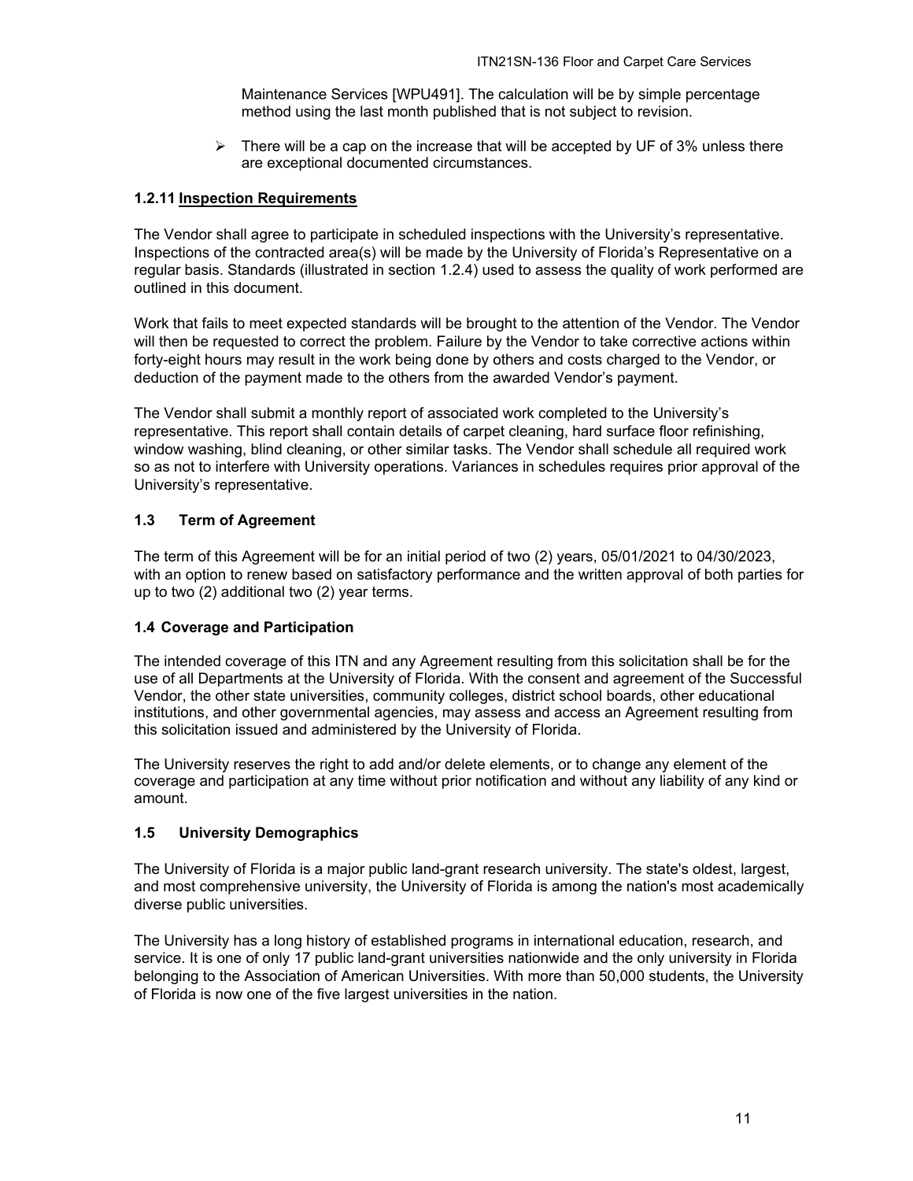Maintenance Services [WPU491]. The calculation will be by simple percentage method using the last month published that is not subject to revision.

- There will be a cap on the increase that will be accepted by UF of 3% unless there are exceptional documented circumstances.

### 1.2.11 Inspection Requirements

The Vendor shall agree to participate in scheduled inspections with the University's representative. Inspections of the contracted area(s) will be made by the University of Florida's Representative on a regular basis. Standards (illustrated in section 1.2.4) used to assess the quality of work performed are outlined in this document.

Work that fails to meet expected standards will be brought to the attention of the Vendor. The Vendor will then be requested to correct the problem. Failure by the Vendor to take corrective actions within forty-eight hours may result in the work being done by others and costs charged to the Vendor, or deduction of the payment made to the others from the awarded Vendor's payment.

The Vendor shall submit a monthly report of associated work completed to the University's representative. This report shall contain details of carpet cleaning, hard surface floor refinishing, window washing, blind cleaning, or other similar tasks. The Vendor shall schedule all required work so as not to interfere with University operations. Variances in schedules requires prior approval of the University's representative.

## 1.3 Term of Agreement

The term of this Agreement will be for an initial period of two (2) years, 05/01/2021 to 04/30/2023, with an option to renew based on satisfactory performance and the written approval of both parties for up to two (2) additional two (2) year terms.

## 1.4 Coverage and Participation

The intended coverage of this ITN and any Agreement resulting from this solicitation shall be for the use of all Departments at the University of Florida. With the consent and agreement of the Successful Vendor, the other state universities, community colleges, district school boards, other educational institutions, and other governmental agencies, may assess and access an Agreement resulting from this solicitation issued and administered by the University of Florida.

The University reserves the right to add and/or delete elements, or to change any element of the coverage and participation at any time without prior notification and without any liability of any kind or amount.

## 1.5 University Demographics

The University of Florida is a major public land-grant research university. The state's oldest, largest, and most comprehensive university, the University of Florida is among the nation's most academically diverse public universities.

The University has a long history of established programs in international education, research, and service. It is one of only 17 public land-grant universities nationwide and the only university in Florida belonging to the Association of American Universities. With more than 50,000 students, the University of Florida is now one of the five largest universities in the nation.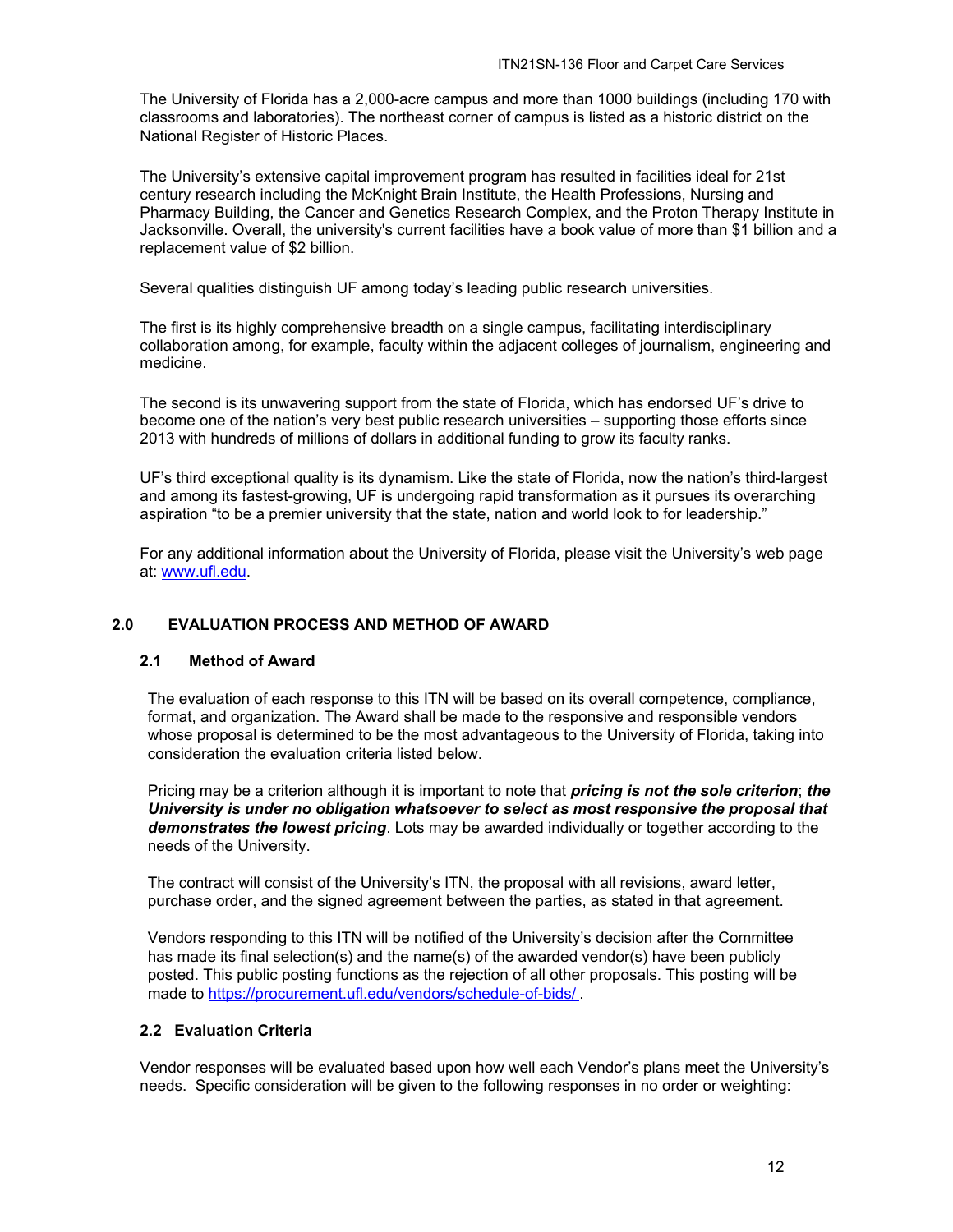The University of Florida has a 2,000-acre campus and more than 1000 buildings (including 170 with classrooms and laboratories). The northeast corner of campus is listed as a historic district on the National Register of Historic Places.

The University's extensive capital improvement program has resulted in facilities ideal for 21st century research including the McKnight Brain Institute, the Health Professions, Nursing and Pharmacy Building, the Cancer and Genetics Research Complex, and the Proton Therapy Institute in Jacksonville. Overall, the university's current facilities have a book value of more than $1 billion and a replacement value of $2 billion.

Several qualities distinguish UF among today's leading public research universities.

The first is its highly comprehensive breadth on a single campus, facilitating interdisciplinary collaboration among, for example, faculty within the adjacent colleges of journalism, engineering and medicine.

The second is its unwavering support from the state of Florida, which has endorsed UF's drive to become one of the nation's very best public research universities – supporting those efforts since 2013 with hundreds of millions of dollars in additional funding to grow its faculty ranks.

UF's third exceptional quality is its dynamism. Like the state of Florida, now the nation's third-largest and among its fastest-growing, UF is undergoing rapid transformation as it pursues its overarching aspiration "to be a premier university that the state, nation and world look to for leadership."

For any additional information about the University of Florida, please visit the University's web page at: [www.ufl.edu](http://www.ufl.edu).

## 2.0 EVALUATION PROCESS AND METHOD OF AWARD

### 2.1 Method of Award

The evaluation of each response to this ITN will be based on its overall competence, compliance, format, and organization. The Award shall be made to the responsive and responsible vendors whose proposal is determined to be the most advantageous to the University of Florida, taking into consideration the evaluation criteria listed below.

Pricing may be a criterion although it is important to note that ***pricing is not the sole criterion***; ***the University is under no obligation whatsoever to select as most responsive the proposal that demonstrates the lowest pricing***. Lots may be awarded individually or together according to the needs of the University.

The contract will consist of the University's ITN, the proposal with all revisions, award letter, purchase order, and the signed agreement between the parties, as stated in that agreement.

Vendors responding to this ITN will be notified of the University's decision after the Committee has made its final selection(s) and the name(s) of the awarded vendor(s) have been publicly posted. This public posting functions as the rejection of all other proposals. This posting will be made to [https://procurement.ufl.edu/vendors/schedule-of-bids/](https://procurement.ufl.edu/vendors/schedule-of-bids/) .

### 2.2 Evaluation Criteria

Vendor responses will be evaluated based upon how well each Vendor's plans meet the University's needs. Specific consideration will be given to the following responses in no order or weighting: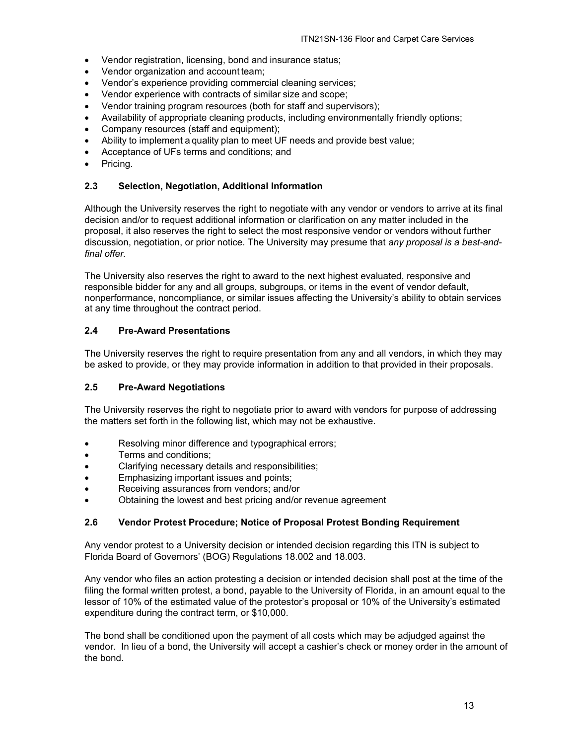- Vendor registration, licensing, bond and insurance status;
- Vendor organization and account team;
- Vendor's experience providing commercial cleaning services;
- Vendor experience with contracts of similar size and scope;
- Vendor training program resources (both for staff and supervisors);
- Availability of appropriate cleaning products, including environmentally friendly options;
- Company resources (staff and equipment);
- Ability to implement a quality plan to meet UF needs and provide best value;
- Acceptance of UFs terms and conditions; and
- Pricing.

### 2.3 Selection, Negotiation, Additional Information

Although the University reserves the right to negotiate with any vendor or vendors to arrive at its final decision and/or to request additional information or clarification on any matter included in the proposal, it also reserves the right to select the most responsive vendor or vendors without further discussion, negotiation, or prior notice. The University may presume that *any proposal is a best-and-final offer*.

The University also reserves the right to award to the next highest evaluated, responsive and responsible bidder for any and all groups, subgroups, or items in the event of vendor default, nonperformance, noncompliance, or similar issues affecting the University's ability to obtain services at any time throughout the contract period.

### 2.4 Pre-Award Presentations

The University reserves the right to require presentation from any and all vendors, in which they may be asked to provide, or they may provide information in addition to that provided in their proposals.

### 2.5 Pre-Award Negotiations

The University reserves the right to negotiate prior to award with vendors for purpose of addressing the matters set forth in the following list, which may not be exhaustive.

- Resolving minor difference and typographical errors;
- Terms and conditions;
- Clarifying necessary details and responsibilities;
- Emphasizing important issues and points;
- Receiving assurances from vendors; and/or
- Obtaining the lowest and best pricing and/or revenue agreement

### 2.6 Vendor Protest Procedure; Notice of Proposal Protest Bonding Requirement

Any vendor protest to a University decision or intended decision regarding this ITN is subject to Florida Board of Governors' (BOG) Regulations 18.002 and 18.003.

Any vendor who files an action protesting a decision or intended decision shall post at the time of the filing the formal written protest, a bond, payable to the University of Florida, in an amount equal to the lessor of 10% of the estimated value of the protestor's proposal or 10% of the University's estimated expenditure during the contract term, or $10,000.

The bond shall be conditioned upon the payment of all costs which may be adjudged against the vendor. In lieu of a bond, the University will accept a cashier's check or money order in the amount of the bond.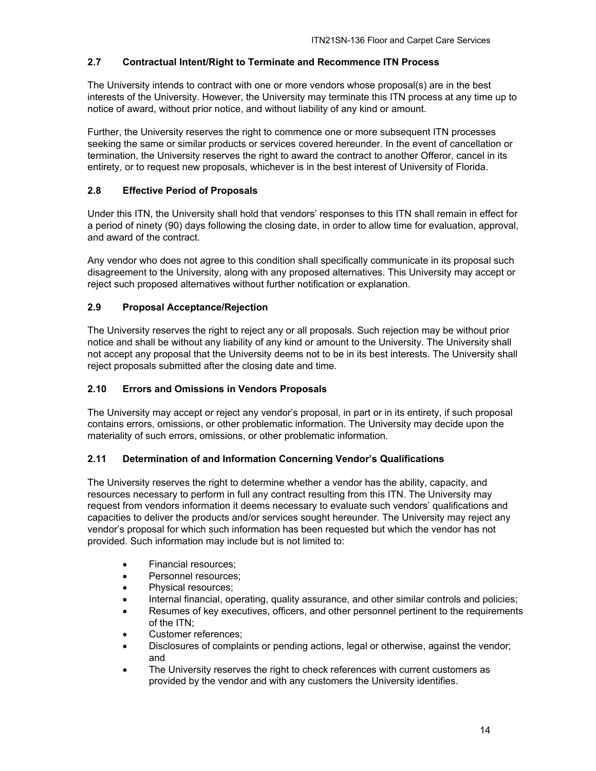### 2.7 Contractual Intent/Right to Terminate and Recommence ITN Process

The University intends to contract with one or more vendors whose proposal(s) are in the best interests of the University. However, the University may terminate this ITN process at any time up to notice of award, without prior notice, and without liability of any kind or amount.

Further, the University reserves the right to commence one or more subsequent ITN processes seeking the same or similar products or services covered hereunder. In the event of cancellation or termination, the University reserves the right to award the contract to another Offeror, cancel in its entirety, or to request new proposals, whichever is in the best interest of University of Florida.

### 2.8 Effective Period of Proposals

Under this ITN, the University shall hold that vendors' responses to this ITN shall remain in effect for a period of ninety (90) days following the closing date, in order to allow time for evaluation, approval, and award of the contract.

Any vendor who does not agree to this condition shall specifically communicate in its proposal such disagreement to the University, along with any proposed alternatives. This University may accept or reject such proposed alternatives without further notification or explanation.

### 2.9 Proposal Acceptance/Rejection

The University reserves the right to reject any or all proposals. Such rejection may be without prior notice and shall be without any liability of any kind or amount to the University. The University shall not accept any proposal that the University deems not to be in its best interests. The University shall reject proposals submitted after the closing date and time.

### 2.10 Errors and Omissions in Vendors Proposals

The University may accept or reject any vendor's proposal, in part or in its entirety, if such proposal contains errors, omissions, or other problematic information. The University may decide upon the materiality of such errors, omissions, or other problematic information.

### 2.11 Determination of and Information Concerning Vendor's Qualifications

The University reserves the right to determine whether a vendor has the ability, capacity, and resources necessary to perform in full any contract resulting from this ITN. The University may request from vendors information it deems necessary to evaluate such vendors' qualifications and capacities to deliver the products and/or services sought hereunder. The University may reject any vendor's proposal for which such information has been requested but which the vendor has not provided. Such information may include but is not limited to:

- Financial resources;
- Personnel resources;
- Physical resources;
- Internal financial, operating, quality assurance, and other similar controls and policies;
- Resumes of key executives, officers, and other personnel pertinent to the requirements of the ITN;
- Customer references;
- Disclosures of complaints or pending actions, legal or otherwise, against the vendor; and
- The University reserves the right to check references with current customers as provided by the vendor and with any customers the University identifies.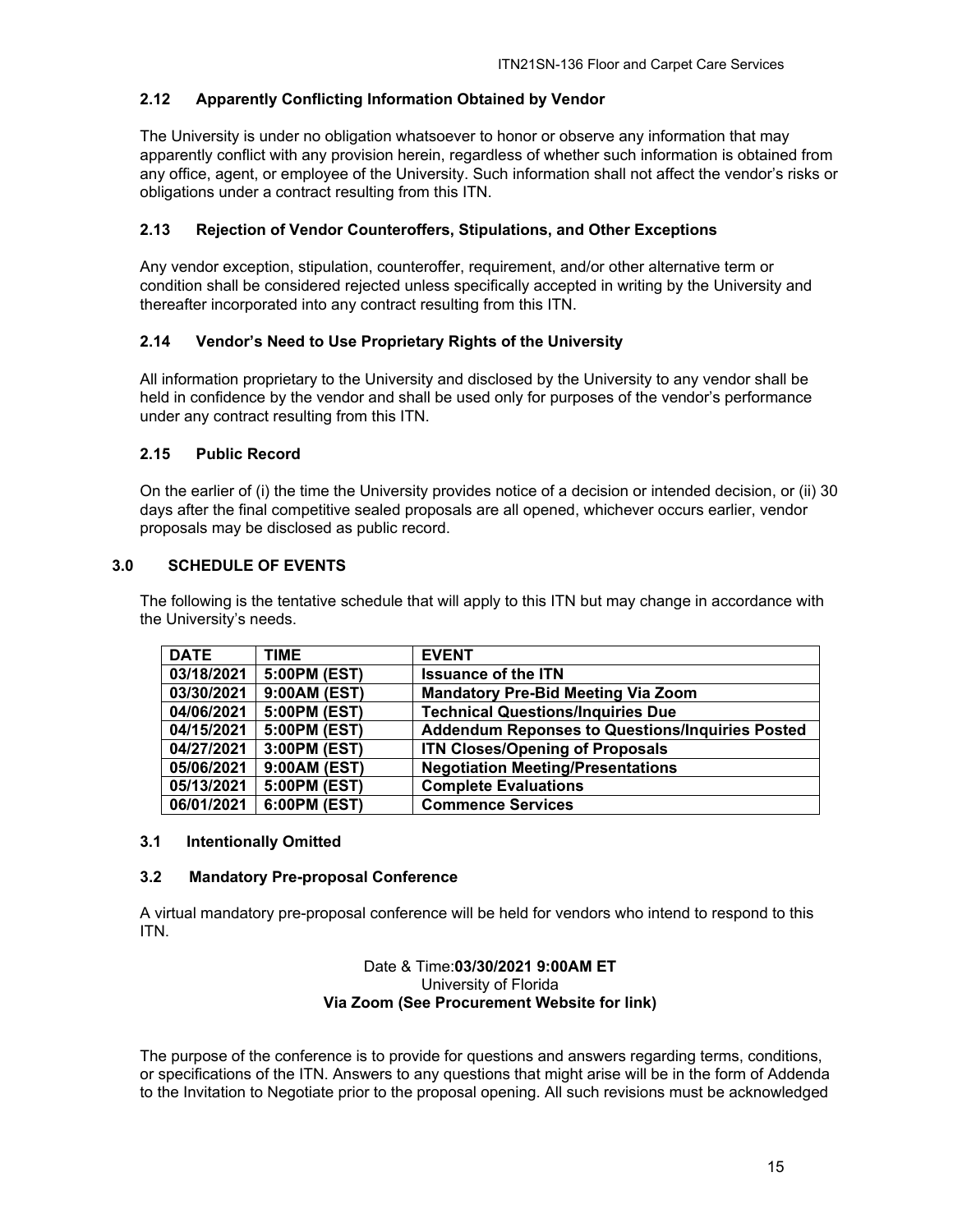### 2.12 Apparently Conflicting Information Obtained by Vendor

The University is under no obligation whatsoever to honor or observe any information that may apparently conflict with any provision herein, regardless of whether such information is obtained from any office, agent, or employee of the University. Such information shall not affect the vendor's risks or obligations under a contract resulting from this ITN.

### 2.13 Rejection of Vendor Counteroffers, Stipulations, and Other Exceptions

Any vendor exception, stipulation, counteroffer, requirement, and/or other alternative term or condition shall be considered rejected unless specifically accepted in writing by the University and thereafter incorporated into any contract resulting from this ITN.

### 2.14 Vendor's Need to Use Proprietary Rights of the University

All information proprietary to the University and disclosed by the University to any vendor shall be held in confidence by the vendor and shall be used only for purposes of the vendor's performance under any contract resulting from this ITN.

### 2.15 Public Record

On the earlier of (i) the time the University provides notice of a decision or intended decision, or (ii) 30 days after the final competitive sealed proposals are all opened, whichever occurs earlier, vendor proposals may be disclosed as public record.

## 3.0 SCHEDULE OF EVENTS

The following is the tentative schedule that will apply to this ITN but may change in accordance with the University's needs.

| DATE | TIME | EVENT |
|---|---|---|
| 03/18/2021 | 5:00PM (EST) | Issuance of the ITN |
| 03/30/2021 | 9:00AM (EST) | Mandatory Pre-Bid Meeting Via Zoom |
| 04/06/2021 | 5:00PM (EST) | Technical Questions/Inquiries Due |
| 04/15/2021 | 5:00PM (EST) | Addendum Reponses to Questions/Inquiries Posted |
| 04/27/2021 | 3:00PM (EST) | ITN Closes/Opening of Proposals |
| 05/06/2021 | 9:00AM (EST) | Negotiation Meeting/Presentations |
| 05/13/2021 | 5:00PM (EST) | Complete Evaluations |
| 06/01/2021 | 6:00PM (EST) | Commence Services |

### 3.1 Intentionally Omitted

### 3.2 Mandatory Pre-proposal Conference

A virtual mandatory pre-proposal conference will be held for vendors who intend to respond to this ITN.

Date & Time:**03/30/2021 9:00AM ET**
University of Florida
**Via Zoom (See Procurement Website for link)**

The purpose of the conference is to provide for questions and answers regarding terms, conditions, or specifications of the ITN. Answers to any questions that might arise will be in the form of Addenda to the Invitation to Negotiate prior to the proposal opening. All such revisions must be acknowledged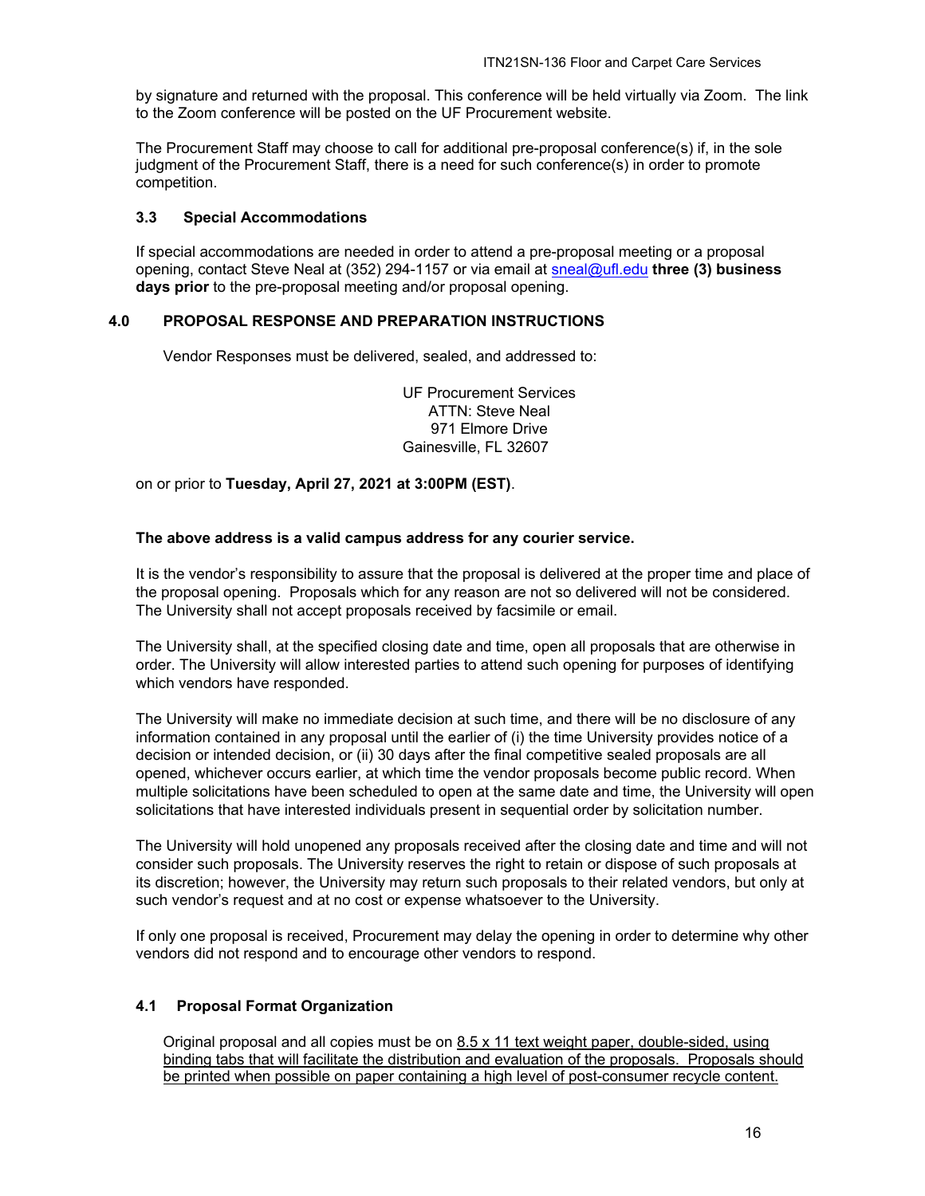by signature and returned with the proposal. This conference will be held virtually via Zoom. The link to the Zoom conference will be posted on the UF Procurement website.

The Procurement Staff may choose to call for additional pre-proposal conference(s) if, in the sole judgment of the Procurement Staff, there is a need for such conference(s) in order to promote competition.

### 3.3 Special Accommodations

If special accommodations are needed in order to attend a pre-proposal meeting or a proposal opening, contact Steve Neal at (352) 294-1157 or via email at sneal@ufl.edu **three (3) business days prior** to the pre-proposal meeting and/or proposal opening.

## 4.0 PROPOSAL RESPONSE AND PREPARATION INSTRUCTIONS

Vendor Responses must be delivered, sealed, and addressed to:

UF Procurement Services
ATTN: Steve Neal
971 Elmore Drive
Gainesville, FL 32607

on or prior to **Tuesday, April 27, 2021 at 3:00PM (EST)**.

**The above address is a valid campus address for any courier service.**

It is the vendor's responsibility to assure that the proposal is delivered at the proper time and place of the proposal opening. Proposals which for any reason are not so delivered will not be considered. The University shall not accept proposals received by facsimile or email.

The University shall, at the specified closing date and time, open all proposals that are otherwise in order. The University will allow interested parties to attend such opening for purposes of identifying which vendors have responded.

The University will make no immediate decision at such time, and there will be no disclosure of any information contained in any proposal until the earlier of (i) the time University provides notice of a decision or intended decision, or (ii) 30 days after the final competitive sealed proposals are all opened, whichever occurs earlier, at which time the vendor proposals become public record. When multiple solicitations have been scheduled to open at the same date and time, the University will open solicitations that have interested individuals present in sequential order by solicitation number.

The University will hold unopened any proposals received after the closing date and time and will not consider such proposals. The University reserves the right to retain or dispose of such proposals at its discretion; however, the University may return such proposals to their related vendors, but only at such vendor's request and at no cost or expense whatsoever to the University.

If only one proposal is received, Procurement may delay the opening in order to determine why other vendors did not respond and to encourage other vendors to respond.

### 4.1 Proposal Format Organization

Original proposal and all copies must be on 8.5 x 11 text weight paper, double-sided, using binding tabs that will facilitate the distribution and evaluation of the proposals. Proposals should be printed when possible on paper containing a high level of post-consumer recycle content.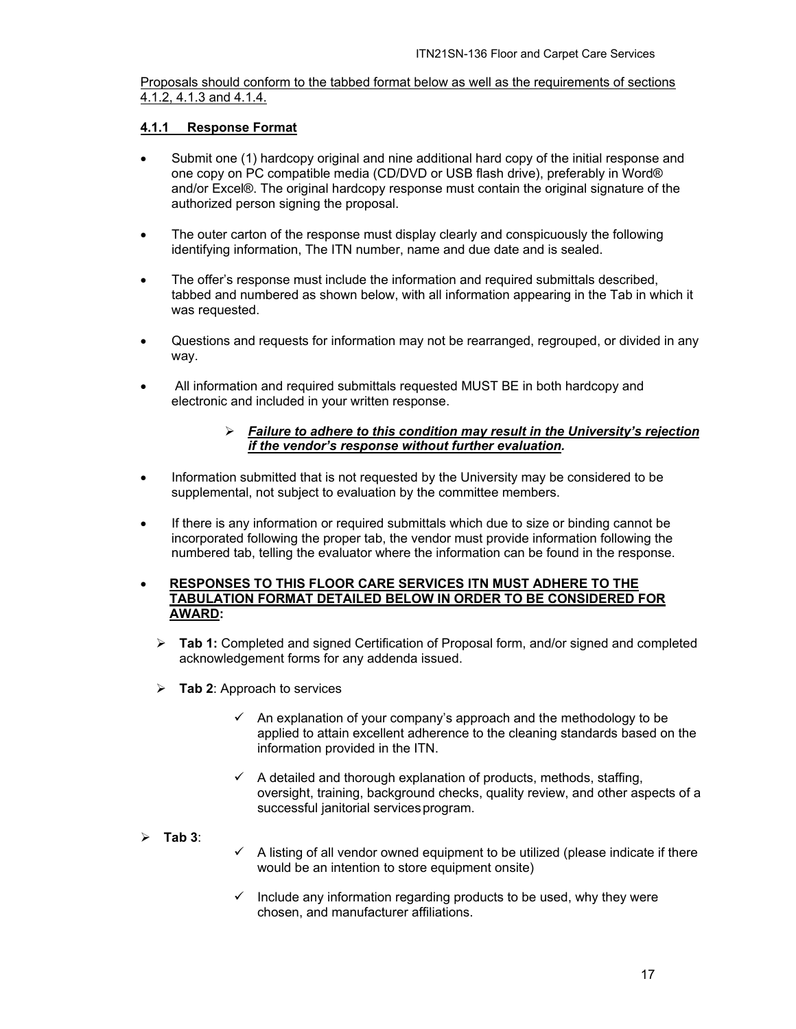Proposals should conform to the tabbed format below as well as the requirements of sections 4.1.2, 4.1.3 and 4.1.4.

### 4.1.1 Response Format

- Submit one (1) hardcopy original and nine additional hard copy of the initial response and one copy on PC compatible media (CD/DVD or USB flash drive), preferably in Word® and/or Excel®. The original hardcopy response must contain the original signature of the authorized person signing the proposal.
- The outer carton of the response must display clearly and conspicuously the following identifying information, The ITN number, name and due date and is sealed.
- The offer's response must include the information and required submittals described, tabbed and numbered as shown below, with all information appearing in the Tab in which it was requested.
- Questions and requests for information may not be rearranged, regrouped, or divided in any way.
- All information and required submittals requested MUST BE in both hardcopy and electronic and included in your written response.
  - ***Failure to adhere to this condition may result in the University's rejection if the vendor's response without further evaluation.***
- Information submitted that is not requested by the University may be considered to be supplemental, not subject to evaluation by the committee members.
- If there is any information or required submittals which due to size or binding cannot be incorporated following the proper tab, the vendor must provide information following the numbered tab, telling the evaluator where the information can be found in the response.
- **RESPONSES TO THIS FLOOR CARE SERVICES ITN MUST ADHERE TO THE TABULATION FORMAT DETAILED BELOW IN ORDER TO BE CONSIDERED FOR AWARD:**
  - **Tab 1:** Completed and signed Certification of Proposal form, and/or signed and completed acknowledgement forms for any addenda issued.
  - **Tab 2**: Approach to services
    - ✓ An explanation of your company's approach and the methodology to be applied to attain excellent adherence to the cleaning standards based on the information provided in the ITN.
    - ✓ A detailed and thorough explanation of products, methods, staffing, oversight, training, background checks, quality review, and other aspects of a successful janitorial services program.
- **Tab 3**:
  - ✓ A listing of all vendor owned equipment to be utilized (please indicate if there would be an intention to store equipment onsite)
  - ✓ Include any information regarding products to be used, why they were chosen, and manufacturer affiliations.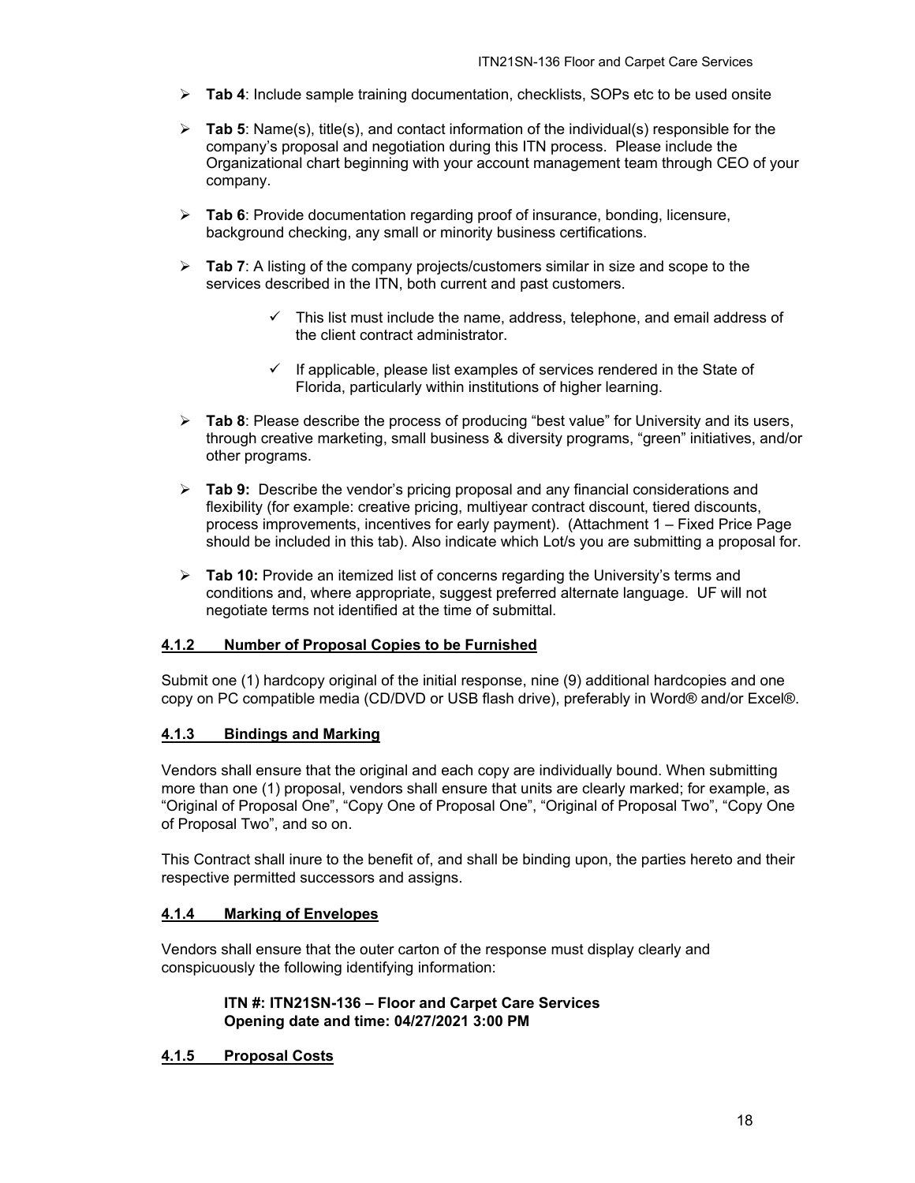- **Tab 4**: Include sample training documentation, checklists, SOPs etc to be used onsite

- **Tab 5**: Name(s), title(s), and contact information of the individual(s) responsible for the company's proposal and negotiation during this ITN process. Please include the Organizational chart beginning with your account management team through CEO of your company.

- **Tab 6**: Provide documentation regarding proof of insurance, bonding, licensure, background checking, any small or minority business certifications.

- **Tab 7**: A listing of the company projects/customers similar in size and scope to the services described in the ITN, both current and past customers.

  - ✓ This list must include the name, address, telephone, and email address of the client contract administrator.

  - ✓ If applicable, please list examples of services rendered in the State of Florida, particularly within institutions of higher learning.

- **Tab 8**: Please describe the process of producing "best value" for University and its users, through creative marketing, small business & diversity programs, "green" initiatives, and/or other programs.

- **Tab 9:** Describe the vendor's pricing proposal and any financial considerations and flexibility (for example: creative pricing, multiyear contract discount, tiered discounts, process improvements, incentives for early payment). (Attachment 1 – Fixed Price Page should be included in this tab). Also indicate which Lot/s you are submitting a proposal for.

- **Tab 10:** Provide an itemized list of concerns regarding the University's terms and conditions and, where appropriate, suggest preferred alternate language. UF will not negotiate terms not identified at the time of submittal.

### 4.1.2 Number of Proposal Copies to be Furnished

Submit one (1) hardcopy original of the initial response, nine (9) additional hardcopies and one copy on PC compatible media (CD/DVD or USB flash drive), preferably in Word® and/or Excel®.

### 4.1.3 Bindings and Marking

Vendors shall ensure that the original and each copy are individually bound. When submitting more than one (1) proposal, vendors shall ensure that units are clearly marked; for example, as "Original of Proposal One", "Copy One of Proposal One", "Original of Proposal Two", "Copy One of Proposal Two", and so on.

This Contract shall inure to the benefit of, and shall be binding upon, the parties hereto and their respective permitted successors and assigns.

### 4.1.4 Marking of Envelopes

Vendors shall ensure that the outer carton of the response must display clearly and conspicuously the following identifying information:

> **ITN #: ITN21SN-136 – Floor and Carpet Care Services**
> **Opening date and time: 04/27/2021 3:00 PM**

### 4.1.5 Proposal Costs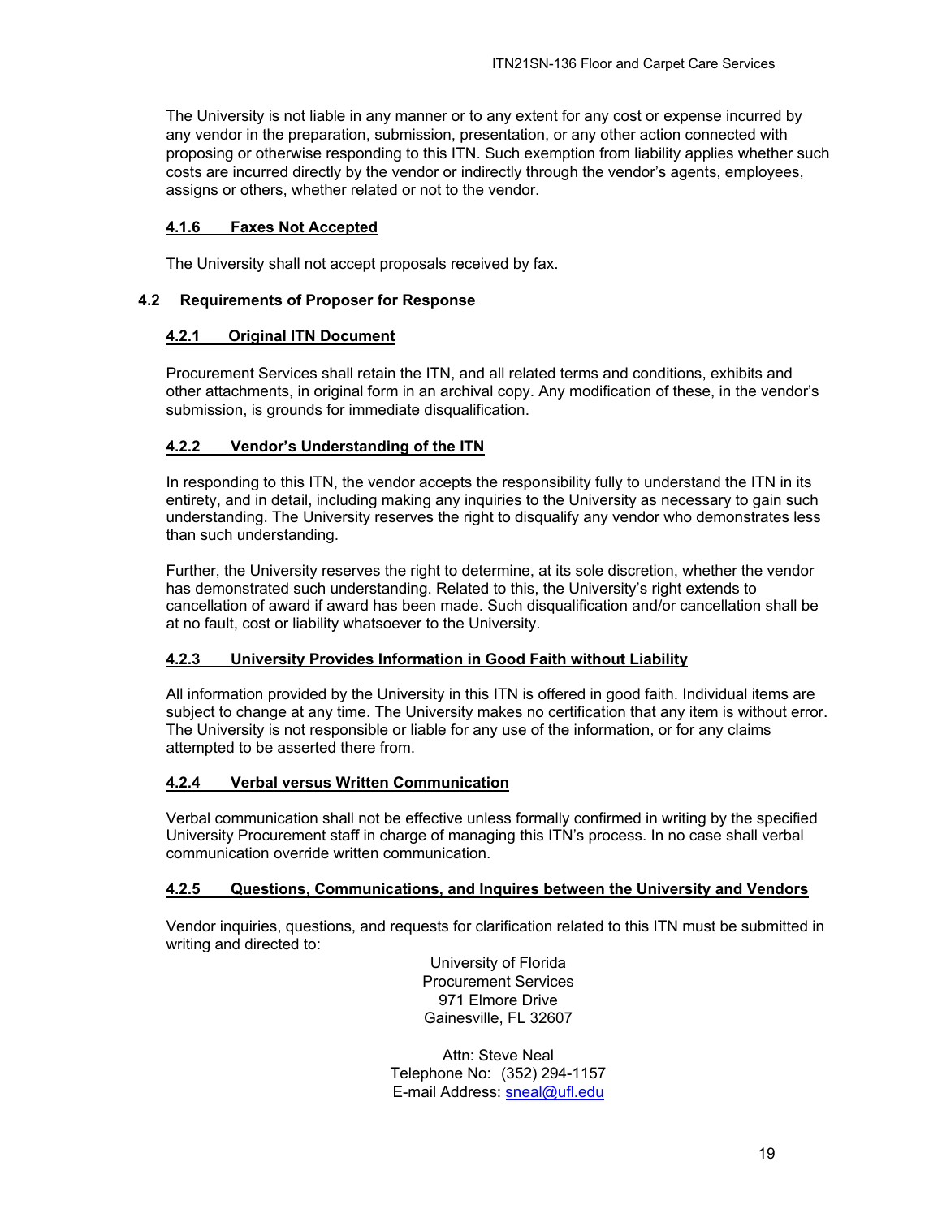The University is not liable in any manner or to any extent for any cost or expense incurred by any vendor in the preparation, submission, presentation, or any other action connected with proposing or otherwise responding to this ITN. Such exemption from liability applies whether such costs are incurred directly by the vendor or indirectly through the vendor's agents, employees, assigns or others, whether related or not to the vendor.

#### 4.1.6 Faxes Not Accepted

The University shall not accept proposals received by fax.

### 4.2 Requirements of Proposer for Response

#### 4.2.1 Original ITN Document

Procurement Services shall retain the ITN, and all related terms and conditions, exhibits and other attachments, in original form in an archival copy. Any modification of these, in the vendor's submission, is grounds for immediate disqualification.

#### 4.2.2 Vendor's Understanding of the ITN

In responding to this ITN, the vendor accepts the responsibility fully to understand the ITN in its entirety, and in detail, including making any inquiries to the University as necessary to gain such understanding. The University reserves the right to disqualify any vendor who demonstrates less than such understanding.

Further, the University reserves the right to determine, at its sole discretion, whether the vendor has demonstrated such understanding. Related to this, the University's right extends to cancellation of award if award has been made. Such disqualification and/or cancellation shall be at no fault, cost or liability whatsoever to the University.

#### 4.2.3 University Provides Information in Good Faith without Liability

All information provided by the University in this ITN is offered in good faith. Individual items are subject to change at any time. The University makes no certification that any item is without error. The University is not responsible or liable for any use of the information, or for any claims attempted to be asserted there from.

#### 4.2.4 Verbal versus Written Communication

Verbal communication shall not be effective unless formally confirmed in writing by the specified University Procurement staff in charge of managing this ITN's process. In no case shall verbal communication override written communication.

#### 4.2.5 Questions, Communications, and Inquires between the University and Vendors

Vendor inquiries, questions, and requests for clarification related to this ITN must be submitted in writing and directed to:

University of Florida
Procurement Services
971 Elmore Drive
Gainesville, FL 32607

Attn: Steve Neal
Telephone No: (352) 294-1157
E-mail Address: sneal@ufl.edu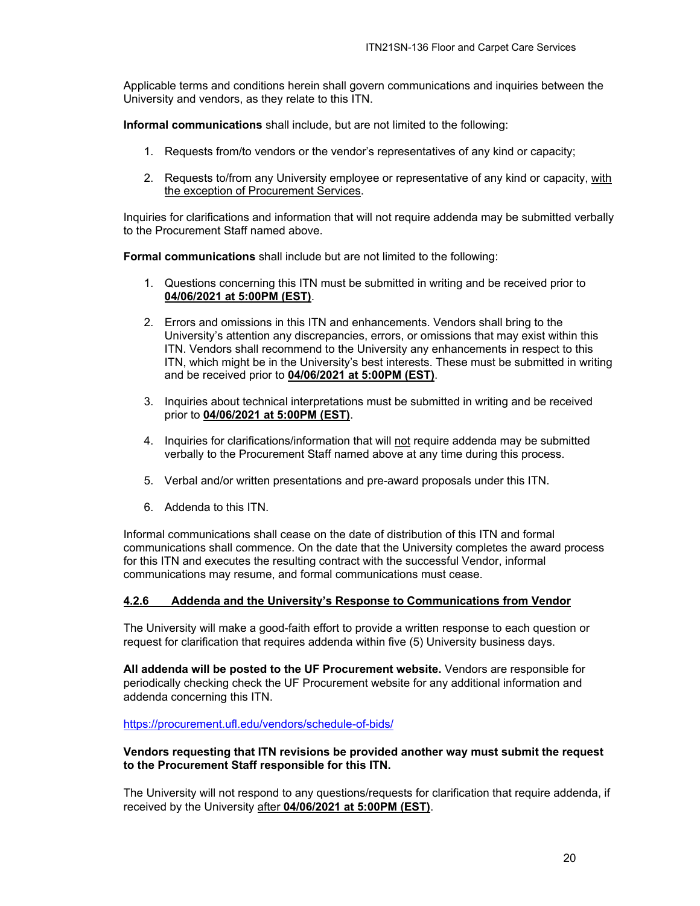Applicable terms and conditions herein shall govern communications and inquiries between the University and vendors, as they relate to this ITN.

**Informal communications** shall include, but are not limited to the following:

1. Requests from/to vendors or the vendor's representatives of any kind or capacity;

2. Requests to/from any University employee or representative of any kind or capacity, <u>with the exception of Procurement Services</u>.

Inquiries for clarifications and information that will not require addenda may be submitted verbally to the Procurement Staff named above.

**Formal communications** shall include but are not limited to the following:

1. Questions concerning this ITN must be submitted in writing and be received prior to **<u>04/06/2021 at 5:00PM (EST)</u>**.

2. Errors and omissions in this ITN and enhancements. Vendors shall bring to the University's attention any discrepancies, errors, or omissions that may exist within this ITN. Vendors shall recommend to the University any enhancements in respect to this ITN, which might be in the University's best interests. These must be submitted in writing and be received prior to **<u>04/06/2021 at 5:00PM (EST)</u>**.

3. Inquiries about technical interpretations must be submitted in writing and be received prior to **<u>04/06/2021 at 5:00PM (EST)</u>**.

4. Inquiries for clarifications/information that will <u>not</u> require addenda may be submitted verbally to the Procurement Staff named above at any time during this process.

5. Verbal and/or written presentations and pre-award proposals under this ITN.

6. Addenda to this ITN.

Informal communications shall cease on the date of distribution of this ITN and formal communications shall commence. On the date that the University completes the award process for this ITN and executes the resulting contract with the successful Vendor, informal communications may resume, and formal communications must cease.

#### <u>4.2.6 Addenda and the University's Response to Communications from Vendor</u>

The University will make a good-faith effort to provide a written response to each question or request for clarification that requires addenda within five (5) University business days.

**All addenda will be posted to the UF Procurement website.** Vendors are responsible for periodically checking check the UF Procurement website for any additional information and addenda concerning this ITN.

https://procurement.ufl.edu/vendors/schedule-of-bids/

**Vendors requesting that ITN revisions be provided another way must submit the request to the Procurement Staff responsible for this ITN.**

The University will not respond to any questions/requests for clarification that require addenda, if received by the University <u>after</u> **<u>04/06/2021 at 5:00PM (EST)</u>**.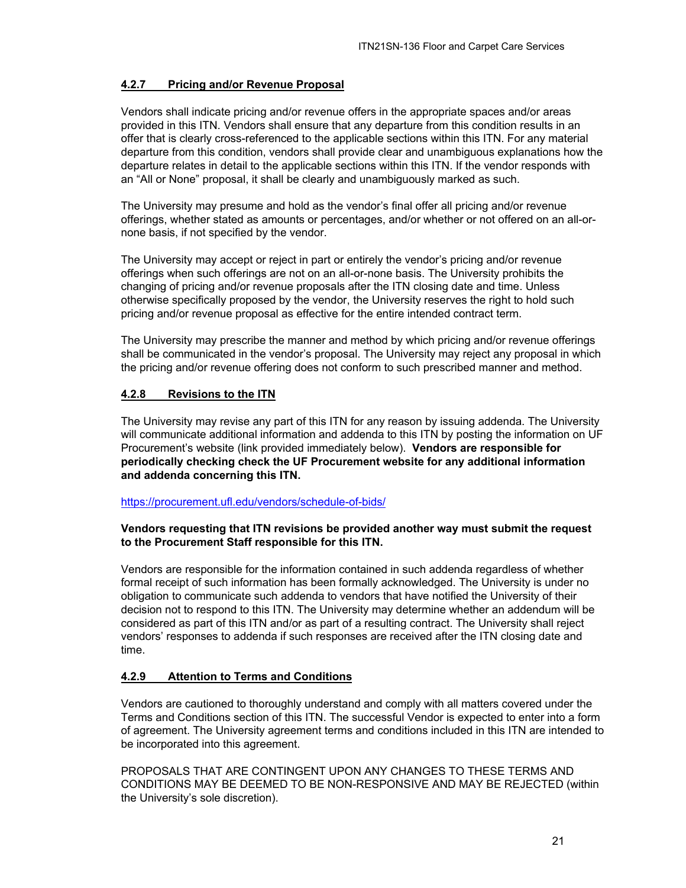#### **4.2.7 Pricing and/or Revenue Proposal**

Vendors shall indicate pricing and/or revenue offers in the appropriate spaces and/or areas provided in this ITN. Vendors shall ensure that any departure from this condition results in an offer that is clearly cross-referenced to the applicable sections within this ITN. For any material departure from this condition, vendors shall provide clear and unambiguous explanations how the departure relates in detail to the applicable sections within this ITN. If the vendor responds with an "All or None" proposal, it shall be clearly and unambiguously marked as such.

The University may presume and hold as the vendor's final offer all pricing and/or revenue offerings, whether stated as amounts or percentages, and/or whether or not offered on an all-or-none basis, if not specified by the vendor.

The University may accept or reject in part or entirely the vendor's pricing and/or revenue offerings when such offerings are not on an all-or-none basis. The University prohibits the changing of pricing and/or revenue proposals after the ITN closing date and time. Unless otherwise specifically proposed by the vendor, the University reserves the right to hold such pricing and/or revenue proposal as effective for the entire intended contract term.

The University may prescribe the manner and method by which pricing and/or revenue offerings shall be communicated in the vendor's proposal. The University may reject any proposal in which the pricing and/or revenue offering does not conform to such prescribed manner and method.

#### **4.2.8 Revisions to the ITN**

The University may revise any part of this ITN for any reason by issuing addenda. The University will communicate additional information and addenda to this ITN by posting the information on UF Procurement's website (link provided immediately below). **Vendors are responsible for periodically checking check the UF Procurement website for any additional information and addenda concerning this ITN.**

https://procurement.ufl.edu/vendors/schedule-of-bids/

**Vendors requesting that ITN revisions be provided another way must submit the request to the Procurement Staff responsible for this ITN.**

Vendors are responsible for the information contained in such addenda regardless of whether formal receipt of such information has been formally acknowledged. The University is under no obligation to communicate such addenda to vendors that have notified the University of their decision not to respond to this ITN. The University may determine whether an addendum will be considered as part of this ITN and/or as part of a resulting contract. The University shall reject vendors' responses to addenda if such responses are received after the ITN closing date and time.

#### **4.2.9 Attention to Terms and Conditions**

Vendors are cautioned to thoroughly understand and comply with all matters covered under the Terms and Conditions section of this ITN. The successful Vendor is expected to enter into a form of agreement. The University agreement terms and conditions included in this ITN are intended to be incorporated into this agreement.

PROPOSALS THAT ARE CONTINGENT UPON ANY CHANGES TO THESE TERMS AND CONDITIONS MAY BE DEEMED TO BE NON-RESPONSIVE AND MAY BE REJECTED (within the University's sole discretion).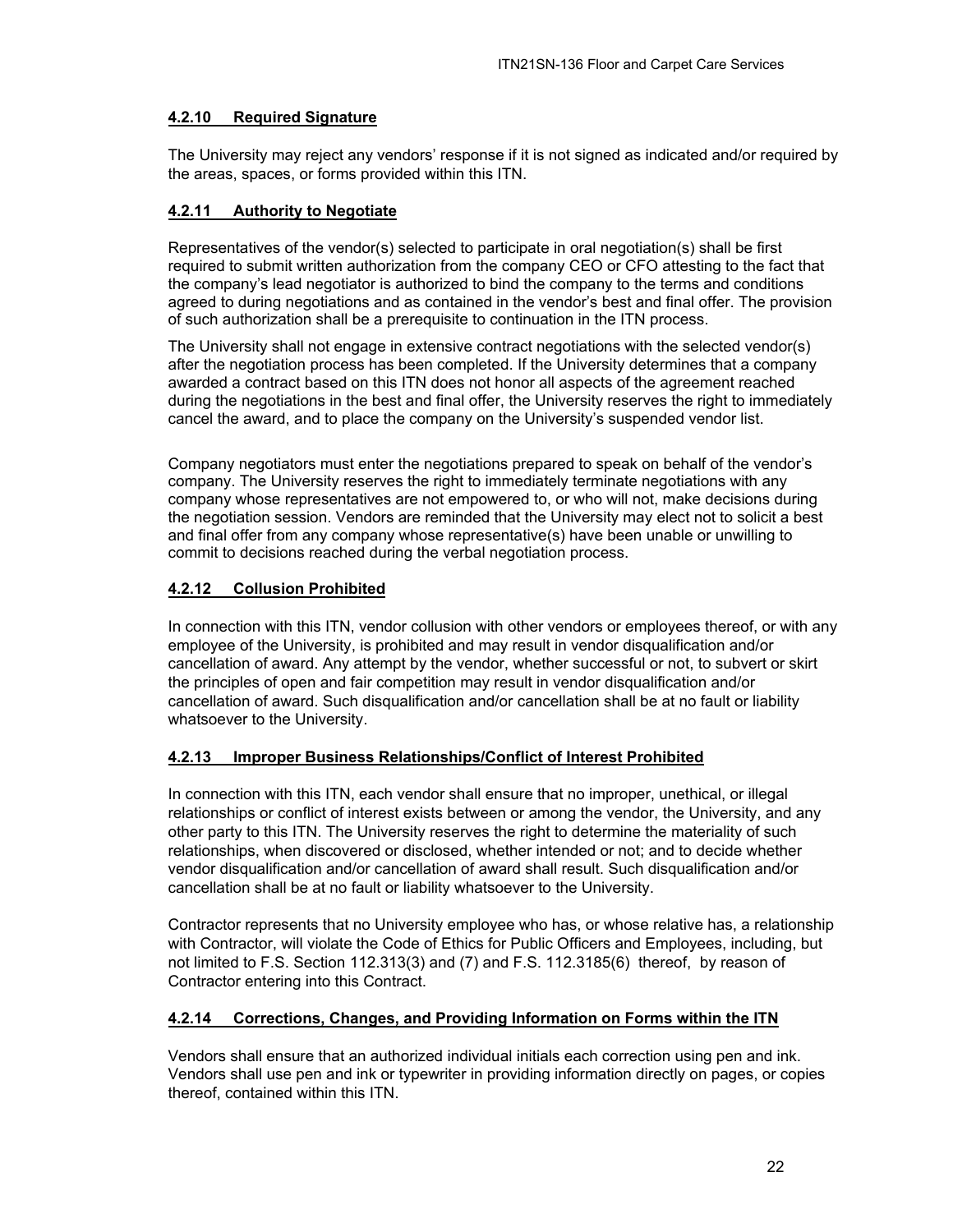#### 4.2.10 Required Signature

The University may reject any vendors' response if it is not signed as indicated and/or required by the areas, spaces, or forms provided within this ITN.

#### 4.2.11 Authority to Negotiate

Representatives of the vendor(s) selected to participate in oral negotiation(s) shall be first required to submit written authorization from the company CEO or CFO attesting to the fact that the company's lead negotiator is authorized to bind the company to the terms and conditions agreed to during negotiations and as contained in the vendor's best and final offer. The provision of such authorization shall be a prerequisite to continuation in the ITN process.

The University shall not engage in extensive contract negotiations with the selected vendor(s) after the negotiation process has been completed. If the University determines that a company awarded a contract based on this ITN does not honor all aspects of the agreement reached during the negotiations in the best and final offer, the University reserves the right to immediately cancel the award, and to place the company on the University's suspended vendor list.

Company negotiators must enter the negotiations prepared to speak on behalf of the vendor's company. The University reserves the right to immediately terminate negotiations with any company whose representatives are not empowered to, or who will not, make decisions during the negotiation session. Vendors are reminded that the University may elect not to solicit a best and final offer from any company whose representative(s) have been unable or unwilling to commit to decisions reached during the verbal negotiation process.

#### 4.2.12 Collusion Prohibited

In connection with this ITN, vendor collusion with other vendors or employees thereof, or with any employee of the University, is prohibited and may result in vendor disqualification and/or cancellation of award. Any attempt by the vendor, whether successful or not, to subvert or skirt the principles of open and fair competition may result in vendor disqualification and/or cancellation of award. Such disqualification and/or cancellation shall be at no fault or liability whatsoever to the University.

#### 4.2.13 Improper Business Relationships/Conflict of Interest Prohibited

In connection with this ITN, each vendor shall ensure that no improper, unethical, or illegal relationships or conflict of interest exists between or among the vendor, the University, and any other party to this ITN. The University reserves the right to determine the materiality of such relationships, when discovered or disclosed, whether intended or not; and to decide whether vendor disqualification and/or cancellation of award shall result. Such disqualification and/or cancellation shall be at no fault or liability whatsoever to the University.

Contractor represents that no University employee who has, or whose relative has, a relationship with Contractor, will violate the Code of Ethics for Public Officers and Employees, including, but not limited to F.S. Section 112.313(3) and (7) and F.S. 112.3185(6) thereof, by reason of Contractor entering into this Contract.

#### 4.2.14 Corrections, Changes, and Providing Information on Forms within the ITN

Vendors shall ensure that an authorized individual initials each correction using pen and ink. Vendors shall use pen and ink or typewriter in providing information directly on pages, or copies thereof, contained within this ITN.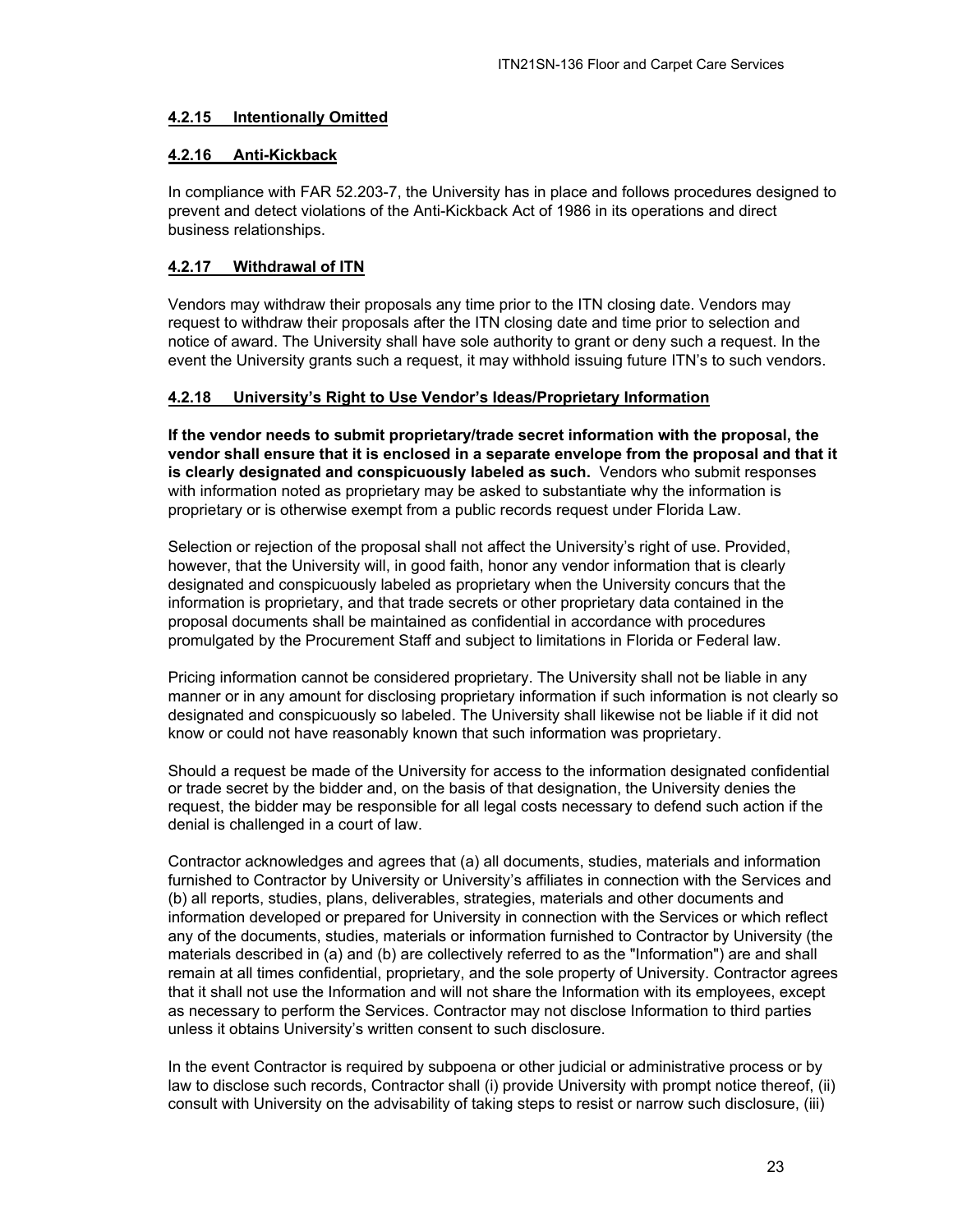#### **4.2.15 Intentionally Omitted**

#### **4.2.16 Anti-Kickback**

In compliance with FAR 52.203-7, the University has in place and follows procedures designed to prevent and detect violations of the Anti-Kickback Act of 1986 in its operations and direct business relationships.

#### **4.2.17 Withdrawal of ITN**

Vendors may withdraw their proposals any time prior to the ITN closing date. Vendors may request to withdraw their proposals after the ITN closing date and time prior to selection and notice of award. The University shall have sole authority to grant or deny such a request. In the event the University grants such a request, it may withhold issuing future ITN's to such vendors.

#### **4.2.18 University's Right to Use Vendor's Ideas/Proprietary Information**

**If the vendor needs to submit proprietary/trade secret information with the proposal, the vendor shall ensure that it is enclosed in a separate envelope from the proposal and that it is clearly designated and conspicuously labeled as such.** Vendors who submit responses with information noted as proprietary may be asked to substantiate why the information is proprietary or is otherwise exempt from a public records request under Florida Law.

Selection or rejection of the proposal shall not affect the University's right of use. Provided, however, that the University will, in good faith, honor any vendor information that is clearly designated and conspicuously labeled as proprietary when the University concurs that the information is proprietary, and that trade secrets or other proprietary data contained in the proposal documents shall be maintained as confidential in accordance with procedures promulgated by the Procurement Staff and subject to limitations in Florida or Federal law.

Pricing information cannot be considered proprietary. The University shall not be liable in any manner or in any amount for disclosing proprietary information if such information is not clearly so designated and conspicuously so labeled. The University shall likewise not be liable if it did not know or could not have reasonably known that such information was proprietary.

Should a request be made of the University for access to the information designated confidential or trade secret by the bidder and, on the basis of that designation, the University denies the request, the bidder may be responsible for all legal costs necessary to defend such action if the denial is challenged in a court of law.

Contractor acknowledges and agrees that (a) all documents, studies, materials and information furnished to Contractor by University or University's affiliates in connection with the Services and (b) all reports, studies, plans, deliverables, strategies, materials and other documents and information developed or prepared for University in connection with the Services or which reflect any of the documents, studies, materials or information furnished to Contractor by University (the materials described in (a) and (b) are collectively referred to as the "Information") are and shall remain at all times confidential, proprietary, and the sole property of University. Contractor agrees that it shall not use the Information and will not share the Information with its employees, except as necessary to perform the Services. Contractor may not disclose Information to third parties unless it obtains University's written consent to such disclosure.

In the event Contractor is required by subpoena or other judicial or administrative process or by law to disclose such records, Contractor shall (i) provide University with prompt notice thereof, (ii) consult with University on the advisability of taking steps to resist or narrow such disclosure, (iii)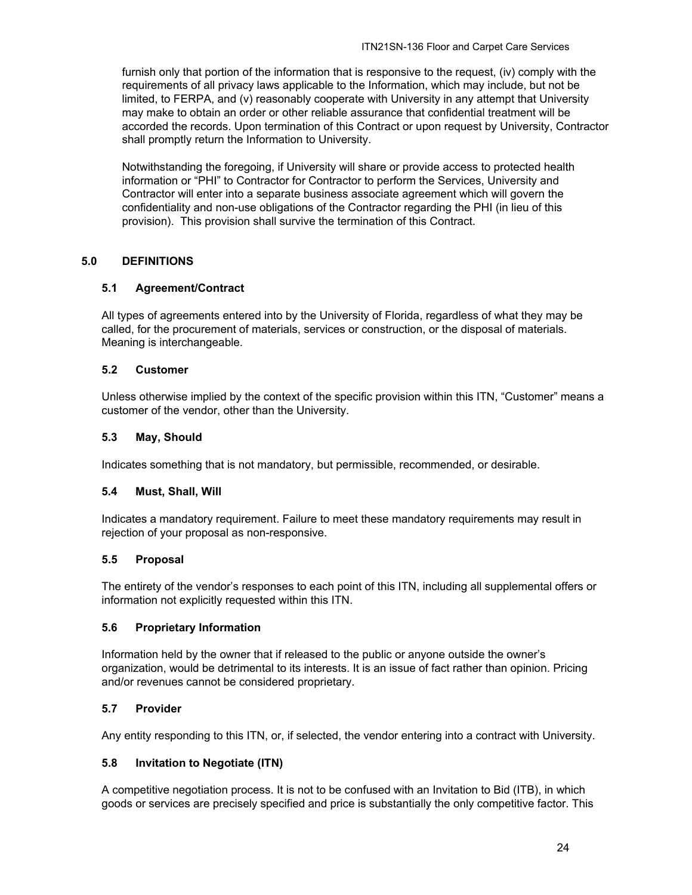furnish only that portion of the information that is responsive to the request, (iv) comply with the requirements of all privacy laws applicable to the Information, which may include, but not be limited, to FERPA, and (v) reasonably cooperate with University in any attempt that University may make to obtain an order or other reliable assurance that confidential treatment will be accorded the records. Upon termination of this Contract or upon request by University, Contractor shall promptly return the Information to University.

Notwithstanding the foregoing, if University will share or provide access to protected health information or "PHI" to Contractor for Contractor to perform the Services, University and Contractor will enter into a separate business associate agreement which will govern the confidentiality and non-use obligations of the Contractor regarding the PHI (in lieu of this provision). This provision shall survive the termination of this Contract.

## 5.0 DEFINITIONS

### 5.1 Agreement/Contract

All types of agreements entered into by the University of Florida, regardless of what they may be called, for the procurement of materials, services or construction, or the disposal of materials. Meaning is interchangeable.

### 5.2 Customer

Unless otherwise implied by the context of the specific provision within this ITN, "Customer" means a customer of the vendor, other than the University.

### 5.3 May, Should

Indicates something that is not mandatory, but permissible, recommended, or desirable.

### 5.4 Must, Shall, Will

Indicates a mandatory requirement. Failure to meet these mandatory requirements may result in rejection of your proposal as non-responsive.

### 5.5 Proposal

The entirety of the vendor's responses to each point of this ITN, including all supplemental offers or information not explicitly requested within this ITN.

### 5.6 Proprietary Information

Information held by the owner that if released to the public or anyone outside the owner's organization, would be detrimental to its interests. It is an issue of fact rather than opinion. Pricing and/or revenues cannot be considered proprietary.

### 5.7 Provider

Any entity responding to this ITN, or, if selected, the vendor entering into a contract with University.

### 5.8 Invitation to Negotiate (ITN)

A competitive negotiation process. It is not to be confused with an Invitation to Bid (ITB), in which goods or services are precisely specified and price is substantially the only competitive factor. This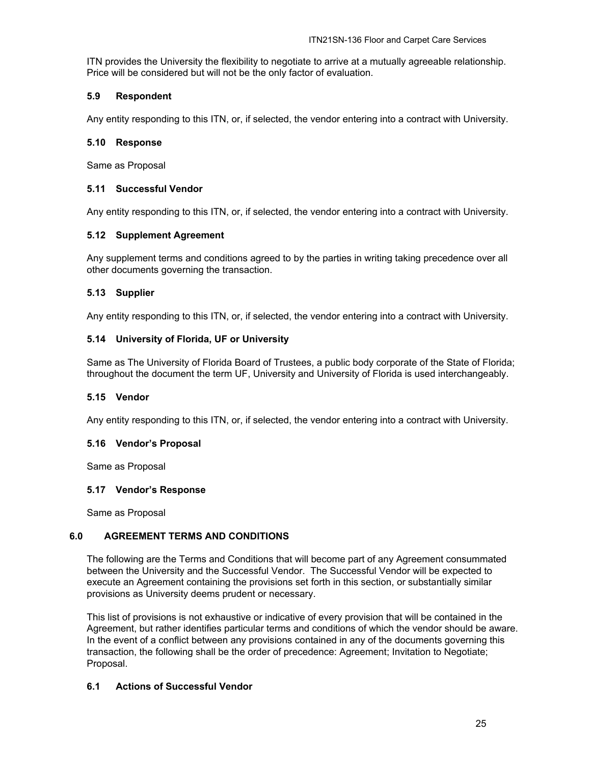ITN provides the University the flexibility to negotiate to arrive at a mutually agreeable relationship. Price will be considered but will not be the only factor of evaluation.

### 5.9 Respondent

Any entity responding to this ITN, or, if selected, the vendor entering into a contract with University.

### 5.10 Response

Same as Proposal

### 5.11 Successful Vendor

Any entity responding to this ITN, or, if selected, the vendor entering into a contract with University.

### 5.12 Supplement Agreement

Any supplement terms and conditions agreed to by the parties in writing taking precedence over all other documents governing the transaction.

### 5.13 Supplier

Any entity responding to this ITN, or, if selected, the vendor entering into a contract with University.

### 5.14 University of Florida, UF or University

Same as The University of Florida Board of Trustees, a public body corporate of the State of Florida; throughout the document the term UF, University and University of Florida is used interchangeably.

### 5.15 Vendor

Any entity responding to this ITN, or, if selected, the vendor entering into a contract with University.

### 5.16 Vendor's Proposal

Same as Proposal

### 5.17 Vendor's Response

Same as Proposal

## 6.0 AGREEMENT TERMS AND CONDITIONS

The following are the Terms and Conditions that will become part of any Agreement consummated between the University and the Successful Vendor. The Successful Vendor will be expected to execute an Agreement containing the provisions set forth in this section, or substantially similar provisions as University deems prudent or necessary.

This list of provisions is not exhaustive or indicative of every provision that will be contained in the Agreement, but rather identifies particular terms and conditions of which the vendor should be aware. In the event of a conflict between any provisions contained in any of the documents governing this transaction, the following shall be the order of precedence: Agreement; Invitation to Negotiate; Proposal.

### 6.1 Actions of Successful Vendor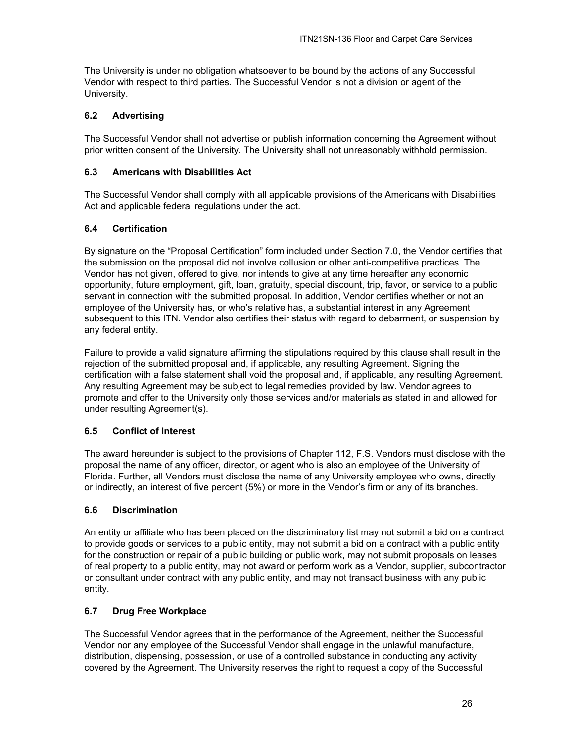The University is under no obligation whatsoever to be bound by the actions of any Successful Vendor with respect to third parties. The Successful Vendor is not a division or agent of the University.

### 6.2 Advertising

The Successful Vendor shall not advertise or publish information concerning the Agreement without prior written consent of the University. The University shall not unreasonably withhold permission.

### 6.3 Americans with Disabilities Act

The Successful Vendor shall comply with all applicable provisions of the Americans with Disabilities Act and applicable federal regulations under the act.

### 6.4 Certification

By signature on the "Proposal Certification" form included under Section 7.0, the Vendor certifies that the submission on the proposal did not involve collusion or other anti-competitive practices. The Vendor has not given, offered to give, nor intends to give at any time hereafter any economic opportunity, future employment, gift, loan, gratuity, special discount, trip, favor, or service to a public servant in connection with the submitted proposal. In addition, Vendor certifies whether or not an employee of the University has, or who's relative has, a substantial interest in any Agreement subsequent to this ITN. Vendor also certifies their status with regard to debarment, or suspension by any federal entity.

Failure to provide a valid signature affirming the stipulations required by this clause shall result in the rejection of the submitted proposal and, if applicable, any resulting Agreement. Signing the certification with a false statement shall void the proposal and, if applicable, any resulting Agreement. Any resulting Agreement may be subject to legal remedies provided by law. Vendor agrees to promote and offer to the University only those services and/or materials as stated in and allowed for under resulting Agreement(s).

### 6.5 Conflict of Interest

The award hereunder is subject to the provisions of Chapter 112, F.S. Vendors must disclose with the proposal the name of any officer, director, or agent who is also an employee of the University of Florida. Further, all Vendors must disclose the name of any University employee who owns, directly or indirectly, an interest of five percent (5%) or more in the Vendor's firm or any of its branches.

### 6.6 Discrimination

An entity or affiliate who has been placed on the discriminatory list may not submit a bid on a contract to provide goods or services to a public entity, may not submit a bid on a contract with a public entity for the construction or repair of a public building or public work, may not submit proposals on leases of real property to a public entity, may not award or perform work as a Vendor, supplier, subcontractor or consultant under contract with any public entity, and may not transact business with any public entity.

### 6.7 Drug Free Workplace

The Successful Vendor agrees that in the performance of the Agreement, neither the Successful Vendor nor any employee of the Successful Vendor shall engage in the unlawful manufacture, distribution, dispensing, possession, or use of a controlled substance in conducting any activity covered by the Agreement. The University reserves the right to request a copy of the Successful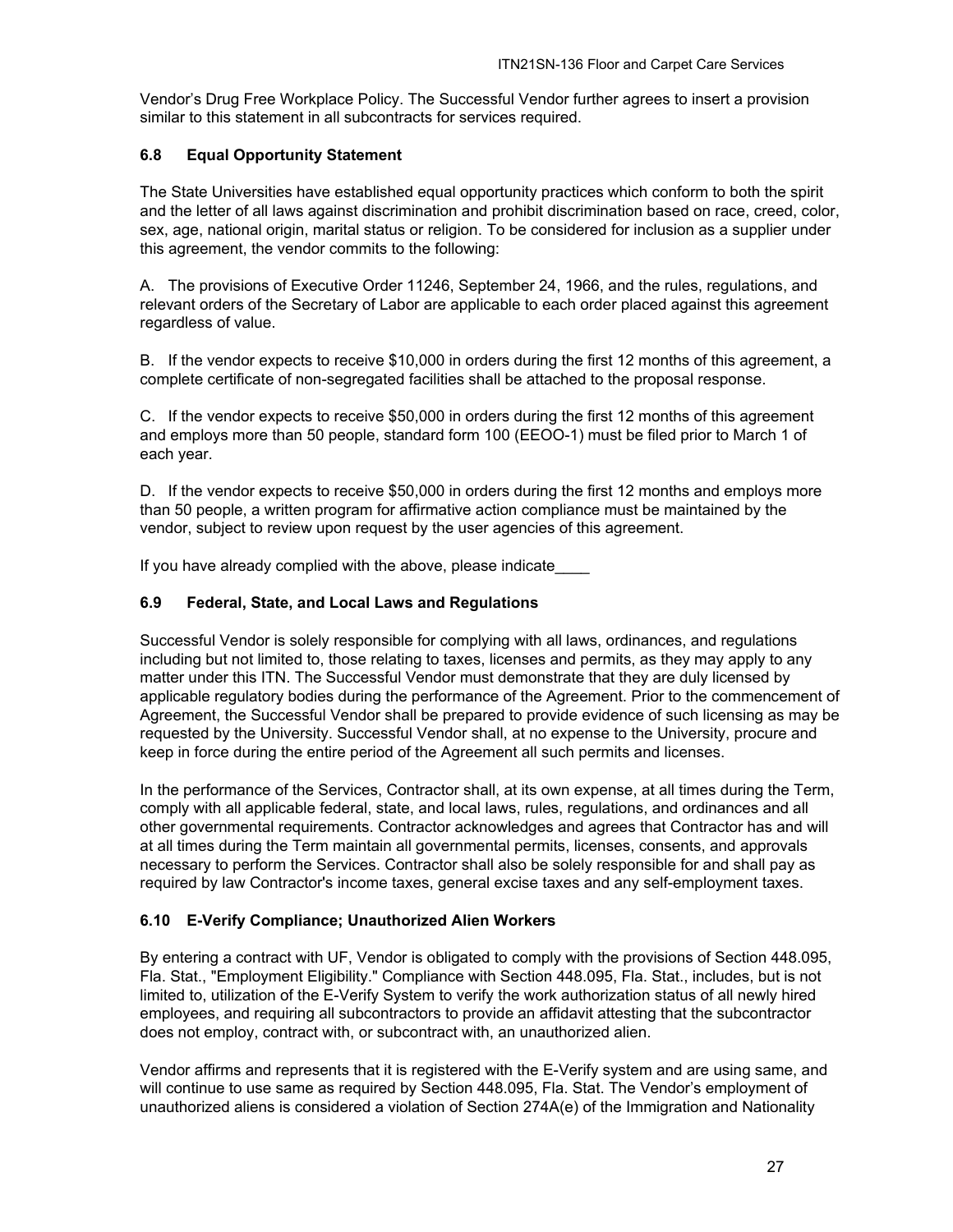Vendor's Drug Free Workplace Policy. The Successful Vendor further agrees to insert a provision similar to this statement in all subcontracts for services required.

### 6.8 Equal Opportunity Statement

The State Universities have established equal opportunity practices which conform to both the spirit and the letter of all laws against discrimination and prohibit discrimination based on race, creed, color, sex, age, national origin, marital status or religion. To be considered for inclusion as a supplier under this agreement, the vendor commits to the following:

A. The provisions of Executive Order 11246, September 24, 1966, and the rules, regulations, and relevant orders of the Secretary of Labor are applicable to each order placed against this agreement regardless of value.

B. If the vendor expects to receive $10,000 in orders during the first 12 months of this agreement, a complete certificate of non-segregated facilities shall be attached to the proposal response.

C. If the vendor expects to receive $50,000 in orders during the first 12 months of this agreement and employs more than 50 people, standard form 100 (EEOO-1) must be filed prior to March 1 of each year.

D. If the vendor expects to receive $50,000 in orders during the first 12 months and employs more than 50 people, a written program for affirmative action compliance must be maintained by the vendor, subject to review upon request by the user agencies of this agreement.

If you have already complied with the above, please indicate____

### 6.9 Federal, State, and Local Laws and Regulations

Successful Vendor is solely responsible for complying with all laws, ordinances, and regulations including but not limited to, those relating to taxes, licenses and permits, as they may apply to any matter under this ITN. The Successful Vendor must demonstrate that they are duly licensed by applicable regulatory bodies during the performance of the Agreement. Prior to the commencement of Agreement, the Successful Vendor shall be prepared to provide evidence of such licensing as may be requested by the University. Successful Vendor shall, at no expense to the University, procure and keep in force during the entire period of the Agreement all such permits and licenses.

In the performance of the Services, Contractor shall, at its own expense, at all times during the Term, comply with all applicable federal, state, and local laws, rules, regulations, and ordinances and all other governmental requirements. Contractor acknowledges and agrees that Contractor has and will at all times during the Term maintain all governmental permits, licenses, consents, and approvals necessary to perform the Services. Contractor shall also be solely responsible for and shall pay as required by law Contractor's income taxes, general excise taxes and any self-employment taxes.

### 6.10 E-Verify Compliance; Unauthorized Alien Workers

By entering a contract with UF, Vendor is obligated to comply with the provisions of Section 448.095, Fla. Stat., "Employment Eligibility." Compliance with Section 448.095, Fla. Stat., includes, but is not limited to, utilization of the E-Verify System to verify the work authorization status of all newly hired employees, and requiring all subcontractors to provide an affidavit attesting that the subcontractor does not employ, contract with, or subcontract with, an unauthorized alien.

Vendor affirms and represents that it is registered with the E-Verify system and are using same, and will continue to use same as required by Section 448.095, Fla. Stat. The Vendor's employment of unauthorized aliens is considered a violation of Section 274A(e) of the Immigration and Nationality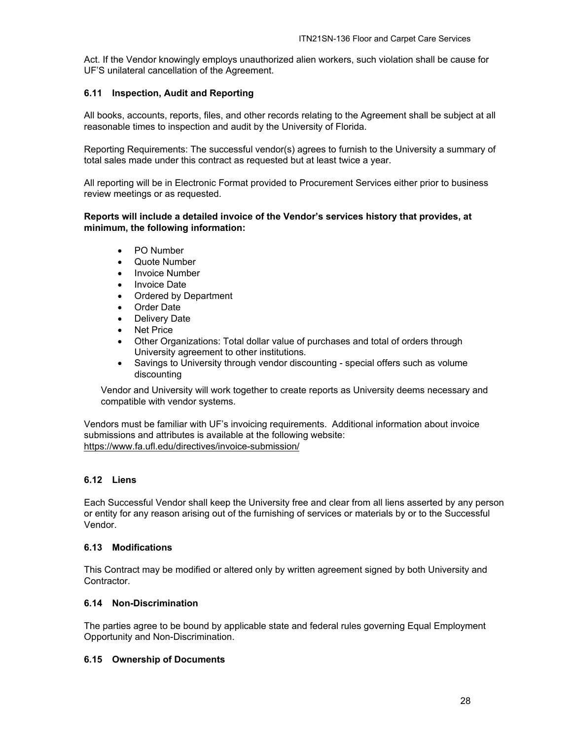Act. If the Vendor knowingly employs unauthorized alien workers, such violation shall be cause for UF'S unilateral cancellation of the Agreement.

### 6.11 Inspection, Audit and Reporting

All books, accounts, reports, files, and other records relating to the Agreement shall be subject at all reasonable times to inspection and audit by the University of Florida.

Reporting Requirements: The successful vendor(s) agrees to furnish to the University a summary of total sales made under this contract as requested but at least twice a year.

All reporting will be in Electronic Format provided to Procurement Services either prior to business review meetings or as requested.

**Reports will include a detailed invoice of the Vendor's services history that provides, at minimum, the following information:**

- PO Number
- Quote Number
- Invoice Number
- Invoice Date
- Ordered by Department
- Order Date
- Delivery Date
- Net Price
- Other Organizations: Total dollar value of purchases and total of orders through University agreement to other institutions.
- Savings to University through vendor discounting - special offers such as volume discounting

Vendor and University will work together to create reports as University deems necessary and compatible with vendor systems.

Vendors must be familiar with UF's invoicing requirements. Additional information about invoice submissions and attributes is available at the following website: https://www.fa.ufl.edu/directives/invoice-submission/

### 6.12 Liens

Each Successful Vendor shall keep the University free and clear from all liens asserted by any person or entity for any reason arising out of the furnishing of services or materials by or to the Successful Vendor.

### 6.13 Modifications

This Contract may be modified or altered only by written agreement signed by both University and Contractor.

### 6.14 Non-Discrimination

The parties agree to be bound by applicable state and federal rules governing Equal Employment Opportunity and Non-Discrimination.

### 6.15 Ownership of Documents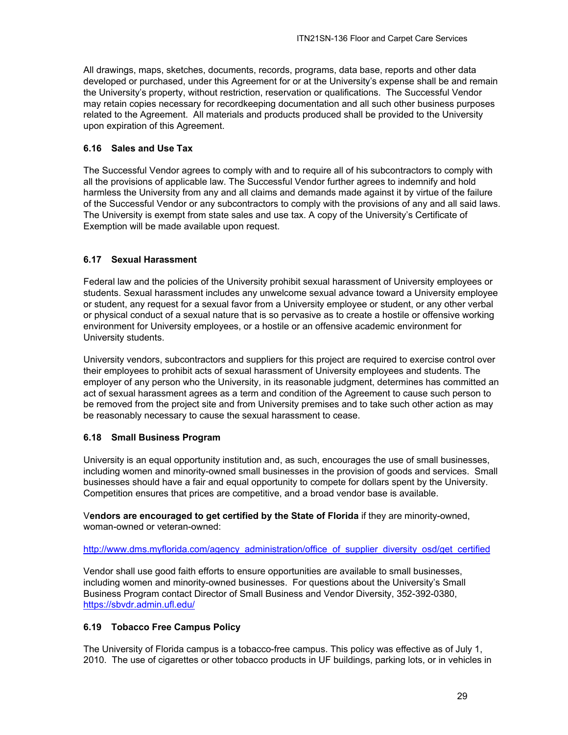All drawings, maps, sketches, documents, records, programs, data base, reports and other data developed or purchased, under this Agreement for or at the University's expense shall be and remain the University's property, without restriction, reservation or qualifications. The Successful Vendor may retain copies necessary for recordkeeping documentation and all such other business purposes related to the Agreement. All materials and products produced shall be provided to the University upon expiration of this Agreement.

### 6.16 Sales and Use Tax

The Successful Vendor agrees to comply with and to require all of his subcontractors to comply with all the provisions of applicable law. The Successful Vendor further agrees to indemnify and hold harmless the University from any and all claims and demands made against it by virtue of the failure of the Successful Vendor or any subcontractors to comply with the provisions of any and all said laws. The University is exempt from state sales and use tax. A copy of the University's Certificate of Exemption will be made available upon request.

### 6.17 Sexual Harassment

Federal law and the policies of the University prohibit sexual harassment of University employees or students. Sexual harassment includes any unwelcome sexual advance toward a University employee or student, any request for a sexual favor from a University employee or student, or any other verbal or physical conduct of a sexual nature that is so pervasive as to create a hostile or offensive working environment for University employees, or a hostile or an offensive academic environment for University students.

University vendors, subcontractors and suppliers for this project are required to exercise control over their employees to prohibit acts of sexual harassment of University employees and students. The employer of any person who the University, in its reasonable judgment, determines has committed an act of sexual harassment agrees as a term and condition of the Agreement to cause such person to be removed from the project site and from University premises and to take such other action as may be reasonably necessary to cause the sexual harassment to cease.

### 6.18 Small Business Program

University is an equal opportunity institution and, as such, encourages the use of small businesses, including women and minority-owned small businesses in the provision of goods and services. Small businesses should have a fair and equal opportunity to compete for dollars spent by the University. Competition ensures that prices are competitive, and a broad vendor base is available.

**Vendors are encouraged to get certified by the State of Florida** if they are minority-owned, woman-owned or veteran-owned:

http://www.dms.myflorida.com/agency_administration/office_of_supplier_diversity_osd/get_certified

Vendor shall use good faith efforts to ensure opportunities are available to small businesses, including women and minority-owned businesses. For questions about the University's Small Business Program contact Director of Small Business and Vendor Diversity, 352-392-0380, https://sbvdr.admin.ufl.edu/

### 6.19 Tobacco Free Campus Policy

The University of Florida campus is a tobacco-free campus. This policy was effective as of July 1, 2010. The use of cigarettes or other tobacco products in UF buildings, parking lots, or in vehicles in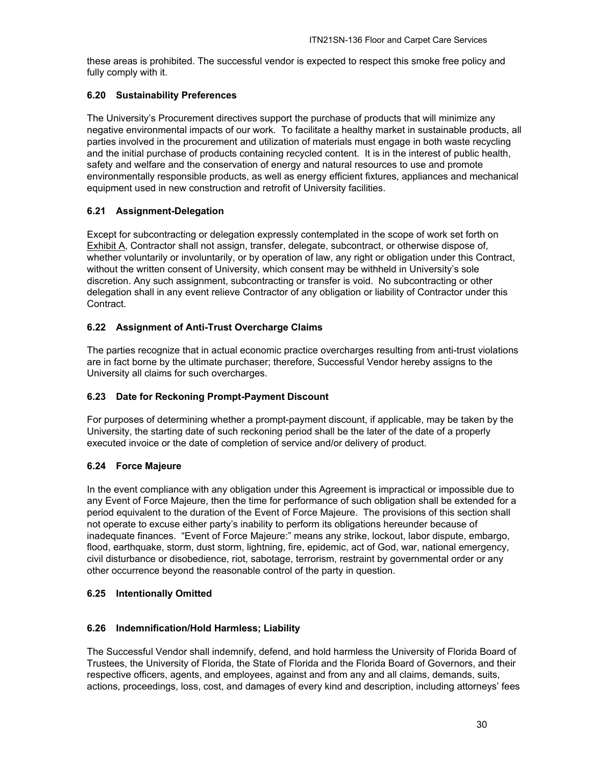these areas is prohibited. The successful vendor is expected to respect this smoke free policy and fully comply with it.

### 6.20 Sustainability Preferences

The University's Procurement directives support the purchase of products that will minimize any negative environmental impacts of our work. To facilitate a healthy market in sustainable products, all parties involved in the procurement and utilization of materials must engage in both waste recycling and the initial purchase of products containing recycled content. It is in the interest of public health, safety and welfare and the conservation of energy and natural resources to use and promote environmentally responsible products, as well as energy efficient fixtures, appliances and mechanical equipment used in new construction and retrofit of University facilities.

### 6.21 Assignment-Delegation

Except for subcontracting or delegation expressly contemplated in the scope of work set forth on Exhibit A, Contractor shall not assign, transfer, delegate, subcontract, or otherwise dispose of, whether voluntarily or involuntarily, or by operation of law, any right or obligation under this Contract, without the written consent of University, which consent may be withheld in University's sole discretion. Any such assignment, subcontracting or transfer is void. No subcontracting or other delegation shall in any event relieve Contractor of any obligation or liability of Contractor under this Contract.

### 6.22 Assignment of Anti-Trust Overcharge Claims

The parties recognize that in actual economic practice overcharges resulting from anti-trust violations are in fact borne by the ultimate purchaser; therefore, Successful Vendor hereby assigns to the University all claims for such overcharges.

### 6.23 Date for Reckoning Prompt-Payment Discount

For purposes of determining whether a prompt-payment discount, if applicable, may be taken by the University, the starting date of such reckoning period shall be the later of the date of a properly executed invoice or the date of completion of service and/or delivery of product.

### 6.24 Force Majeure

In the event compliance with any obligation under this Agreement is impractical or impossible due to any Event of Force Majeure, then the time for performance of such obligation shall be extended for a period equivalent to the duration of the Event of Force Majeure. The provisions of this section shall not operate to excuse either party's inability to perform its obligations hereunder because of inadequate finances. "Event of Force Majeure:" means any strike, lockout, labor dispute, embargo, flood, earthquake, storm, dust storm, lightning, fire, epidemic, act of God, war, national emergency, civil disturbance or disobedience, riot, sabotage, terrorism, restraint by governmental order or any other occurrence beyond the reasonable control of the party in question.

### 6.25 Intentionally Omitted

### 6.26 Indemnification/Hold Harmless; Liability

The Successful Vendor shall indemnify, defend, and hold harmless the University of Florida Board of Trustees, the University of Florida, the State of Florida and the Florida Board of Governors, and their respective officers, agents, and employees, against and from any and all claims, demands, suits, actions, proceedings, loss, cost, and damages of every kind and description, including attorneys' fees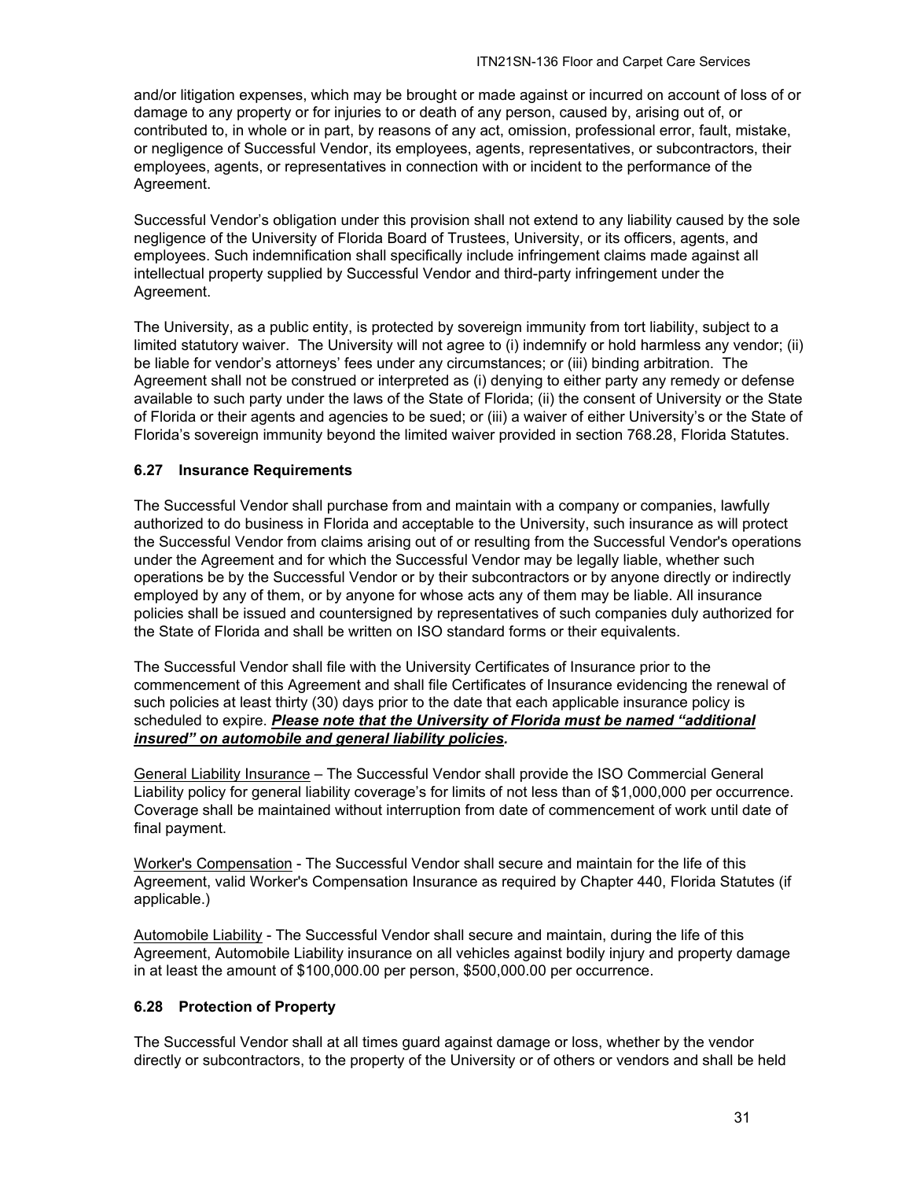and/or litigation expenses, which may be brought or made against or incurred on account of loss of or damage to any property or for injuries to or death of any person, caused by, arising out of, or contributed to, in whole or in part, by reasons of any act, omission, professional error, fault, mistake, or negligence of Successful Vendor, its employees, agents, representatives, or subcontractors, their employees, agents, or representatives in connection with or incident to the performance of the Agreement.

Successful Vendor's obligation under this provision shall not extend to any liability caused by the sole negligence of the University of Florida Board of Trustees, University, or its officers, agents, and employees. Such indemnification shall specifically include infringement claims made against all intellectual property supplied by Successful Vendor and third-party infringement under the Agreement.

The University, as a public entity, is protected by sovereign immunity from tort liability, subject to a limited statutory waiver. The University will not agree to (i) indemnify or hold harmless any vendor; (ii) be liable for vendor's attorneys' fees under any circumstances; or (iii) binding arbitration. The Agreement shall not be construed or interpreted as (i) denying to either party any remedy or defense available to such party under the laws of the State of Florida; (ii) the consent of University or the State of Florida or their agents and agencies to be sued; or (iii) a waiver of either University's or the State of Florida's sovereign immunity beyond the limited waiver provided in section 768.28, Florida Statutes.

### 6.27 Insurance Requirements

The Successful Vendor shall purchase from and maintain with a company or companies, lawfully authorized to do business in Florida and acceptable to the University, such insurance as will protect the Successful Vendor from claims arising out of or resulting from the Successful Vendor's operations under the Agreement and for which the Successful Vendor may be legally liable, whether such operations be by the Successful Vendor or by their subcontractors or by anyone directly or indirectly employed by any of them, or by anyone for whose acts any of them may be liable. All insurance policies shall be issued and countersigned by representatives of such companies duly authorized for the State of Florida and shall be written on ISO standard forms or their equivalents.

The Successful Vendor shall file with the University Certificates of Insurance prior to the commencement of this Agreement and shall file Certificates of Insurance evidencing the renewal of such policies at least thirty (30) days prior to the date that each applicable insurance policy is scheduled to expire. ***Please note that the University of Florida must be named "additional insured" on automobile and general liability policies.***

General Liability Insurance – The Successful Vendor shall provide the ISO Commercial General Liability policy for general liability coverage's for limits of not less than of $1,000,000 per occurrence. Coverage shall be maintained without interruption from date of commencement of work until date of final payment.

Worker's Compensation - The Successful Vendor shall secure and maintain for the life of this Agreement, valid Worker's Compensation Insurance as required by Chapter 440, Florida Statutes (if applicable.)

Automobile Liability - The Successful Vendor shall secure and maintain, during the life of this Agreement, Automobile Liability insurance on all vehicles against bodily injury and property damage in at least the amount of $100,000.00 per person, $500,000.00 per occurrence.

### 6.28 Protection of Property

The Successful Vendor shall at all times guard against damage or loss, whether by the vendor directly or subcontractors, to the property of the University or of others or vendors and shall be held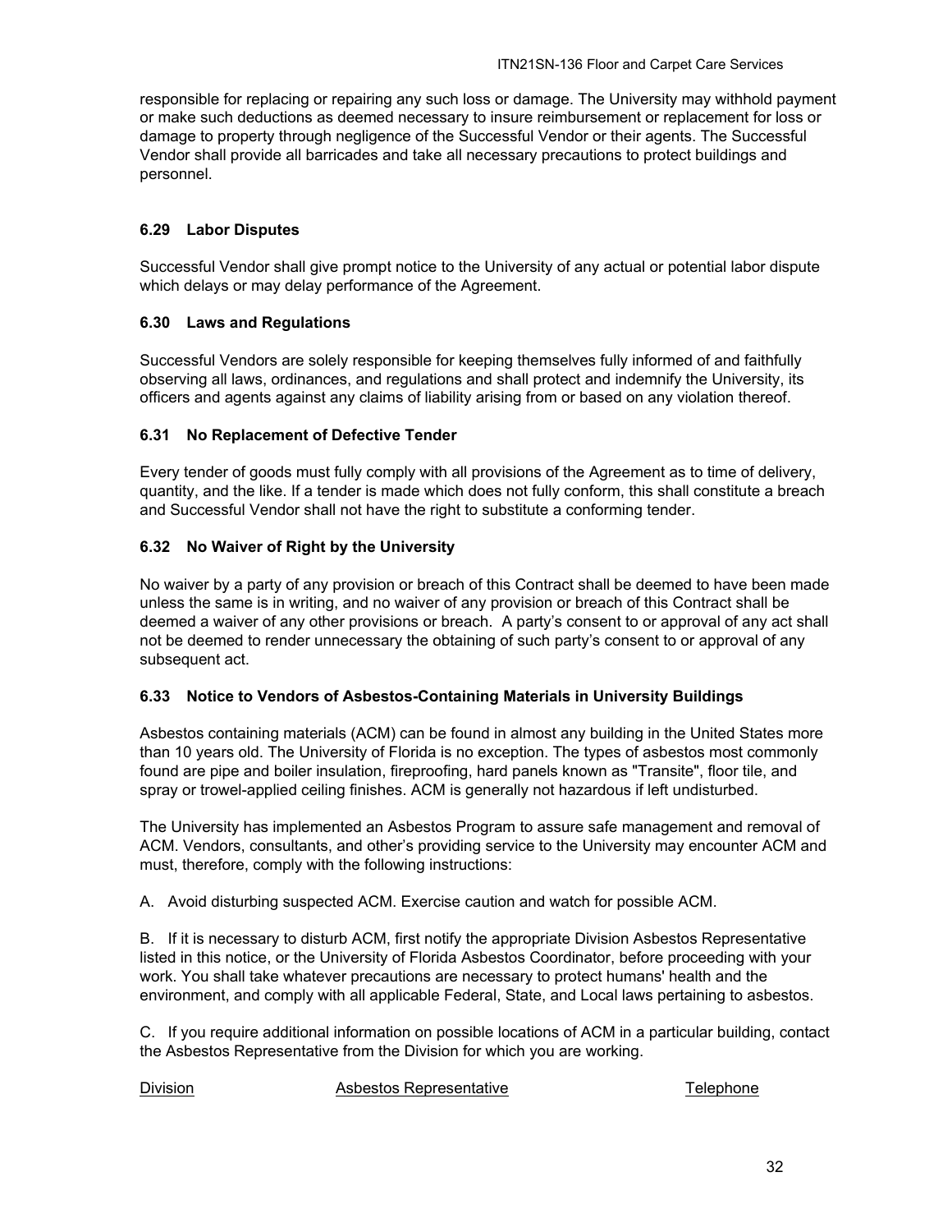responsible for replacing or repairing any such loss or damage. The University may withhold payment or make such deductions as deemed necessary to insure reimbursement or replacement for loss or damage to property through negligence of the Successful Vendor or their agents. The Successful Vendor shall provide all barricades and take all necessary precautions to protect buildings and personnel.

### 6.29 Labor Disputes

Successful Vendor shall give prompt notice to the University of any actual or potential labor dispute which delays or may delay performance of the Agreement.

### 6.30 Laws and Regulations

Successful Vendors are solely responsible for keeping themselves fully informed of and faithfully observing all laws, ordinances, and regulations and shall protect and indemnify the University, its officers and agents against any claims of liability arising from or based on any violation thereof.

### 6.31 No Replacement of Defective Tender

Every tender of goods must fully comply with all provisions of the Agreement as to time of delivery, quantity, and the like. If a tender is made which does not fully conform, this shall constitute a breach and Successful Vendor shall not have the right to substitute a conforming tender.

### 6.32 No Waiver of Right by the University

No waiver by a party of any provision or breach of this Contract shall be deemed to have been made unless the same is in writing, and no waiver of any provision or breach of this Contract shall be deemed a waiver of any other provisions or breach. A party's consent to or approval of any act shall not be deemed to render unnecessary the obtaining of such party's consent to or approval of any subsequent act.

### 6.33 Notice to Vendors of Asbestos-Containing Materials in University Buildings

Asbestos containing materials (ACM) can be found in almost any building in the United States more than 10 years old. The University of Florida is no exception. The types of asbestos most commonly found are pipe and boiler insulation, fireproofing, hard panels known as "Transite", floor tile, and spray or trowel-applied ceiling finishes. ACM is generally not hazardous if left undisturbed.

The University has implemented an Asbestos Program to assure safe management and removal of ACM. Vendors, consultants, and other's providing service to the University may encounter ACM and must, therefore, comply with the following instructions:

A. Avoid disturbing suspected ACM. Exercise caution and watch for possible ACM.

B. If it is necessary to disturb ACM, first notify the appropriate Division Asbestos Representative listed in this notice, or the University of Florida Asbestos Coordinator, before proceeding with your work. You shall take whatever precautions are necessary to protect humans' health and the environment, and comply with all applicable Federal, State, and Local laws pertaining to asbestos.

C. If you require additional information on possible locations of ACM in a particular building, contact the Asbestos Representative from the Division for which you are working.

| Division | Asbestos Representative | Telephone |
| --- | --- | --- |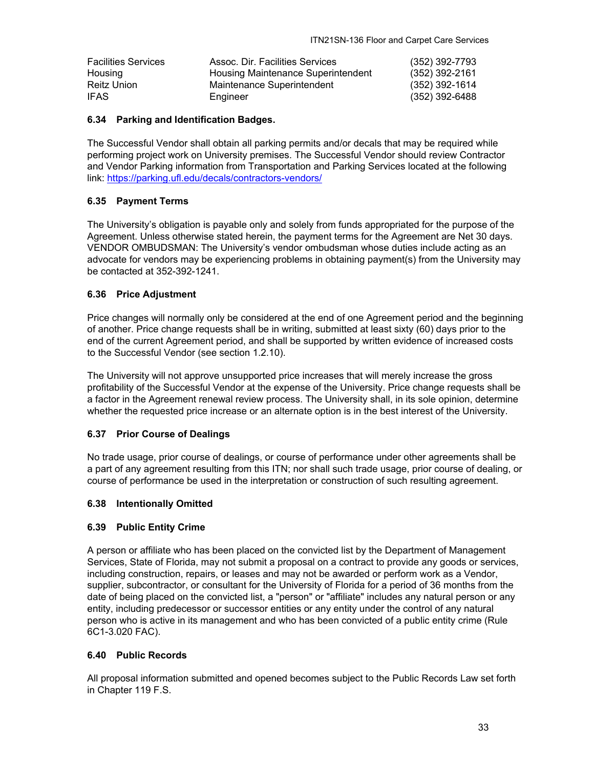| | | |
|---|---|---|
| Facilities Services | Assoc. Dir. Facilities Services | (352) 392-7793 |
| Housing | Housing Maintenance Superintendent | (352) 392-2161 |
| Reitz Union | Maintenance Superintendent | (352) 392-1614 |
| IFAS | Engineer | (352) 392-6488 |

### 6.34 Parking and Identification Badges.

The Successful Vendor shall obtain all parking permits and/or decals that may be required while performing project work on University premises. The Successful Vendor should review Contractor and Vendor Parking information from Transportation and Parking Services located at the following link: https://parking.ufl.edu/decals/contractors-vendors/

### 6.35 Payment Terms

The University's obligation is payable only and solely from funds appropriated for the purpose of the Agreement. Unless otherwise stated herein, the payment terms for the Agreement are Net 30 days. VENDOR OMBUDSMAN: The University's vendor ombudsman whose duties include acting as an advocate for vendors may be experiencing problems in obtaining payment(s) from the University may be contacted at 352-392-1241.

### 6.36 Price Adjustment

Price changes will normally only be considered at the end of one Agreement period and the beginning of another. Price change requests shall be in writing, submitted at least sixty (60) days prior to the end of the current Agreement period, and shall be supported by written evidence of increased costs to the Successful Vendor (see section 1.2.10).

The University will not approve unsupported price increases that will merely increase the gross profitability of the Successful Vendor at the expense of the University. Price change requests shall be a factor in the Agreement renewal review process. The University shall, in its sole opinion, determine whether the requested price increase or an alternate option is in the best interest of the University.

### 6.37 Prior Course of Dealings

No trade usage, prior course of dealings, or course of performance under other agreements shall be a part of any agreement resulting from this ITN; nor shall such trade usage, prior course of dealing, or course of performance be used in the interpretation or construction of such resulting agreement.

### 6.38 Intentionally Omitted

### 6.39 Public Entity Crime

A person or affiliate who has been placed on the convicted list by the Department of Management Services, State of Florida, may not submit a proposal on a contract to provide any goods or services, including construction, repairs, or leases and may not be awarded or perform work as a Vendor, supplier, subcontractor, or consultant for the University of Florida for a period of 36 months from the date of being placed on the convicted list, a "person" or "affiliate" includes any natural person or any entity, including predecessor or successor entities or any entity under the control of any natural person who is active in its management and who has been convicted of a public entity crime (Rule 6C1-3.020 FAC).

### 6.40 Public Records

All proposal information submitted and opened becomes subject to the Public Records Law set forth in Chapter 119 F.S.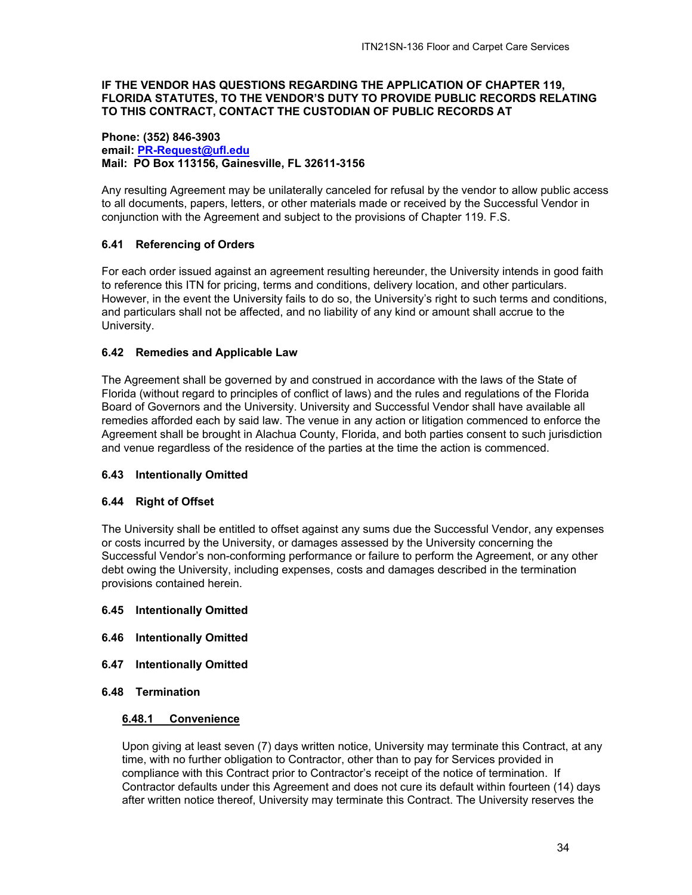**IF THE VENDOR HAS QUESTIONS REGARDING THE APPLICATION OF CHAPTER 119, FLORIDA STATUTES, TO THE VENDOR'S DUTY TO PROVIDE PUBLIC RECORDS RELATING TO THIS CONTRACT, CONTACT THE CUSTODIAN OF PUBLIC RECORDS AT**

**Phone: (352) 846-3903**
**email: PR-Request@ufl.edu**
**Mail: PO Box 113156, Gainesville, FL 32611-3156**

Any resulting Agreement may be unilaterally canceled for refusal by the vendor to allow public access to all documents, papers, letters, or other materials made or received by the Successful Vendor in conjunction with the Agreement and subject to the provisions of Chapter 119. F.S.

### 6.41 Referencing of Orders

For each order issued against an agreement resulting hereunder, the University intends in good faith to reference this ITN for pricing, terms and conditions, delivery location, and other particulars. However, in the event the University fails to do so, the University's right to such terms and conditions, and particulars shall not be affected, and no liability of any kind or amount shall accrue to the University.

### 6.42 Remedies and Applicable Law

The Agreement shall be governed by and construed in accordance with the laws of the State of Florida (without regard to principles of conflict of laws) and the rules and regulations of the Florida Board of Governors and the University. University and Successful Vendor shall have available all remedies afforded each by said law. The venue in any action or litigation commenced to enforce the Agreement shall be brought in Alachua County, Florida, and both parties consent to such jurisdiction and venue regardless of the residence of the parties at the time the action is commenced.

### 6.43 Intentionally Omitted

### 6.44 Right of Offset

The University shall be entitled to offset against any sums due the Successful Vendor, any expenses or costs incurred by the University, or damages assessed by the University concerning the Successful Vendor's non-conforming performance or failure to perform the Agreement, or any other debt owing the University, including expenses, costs and damages described in the termination provisions contained herein.

### 6.45 Intentionally Omitted

### 6.46 Intentionally Omitted

### 6.47 Intentionally Omitted

### 6.48 Termination

#### 6.48.1 Convenience

Upon giving at least seven (7) days written notice, University may terminate this Contract, at any time, with no further obligation to Contractor, other than to pay for Services provided in compliance with this Contract prior to Contractor's receipt of the notice of termination. If Contractor defaults under this Agreement and does not cure its default within fourteen (14) days after written notice thereof, University may terminate this Contract. The University reserves the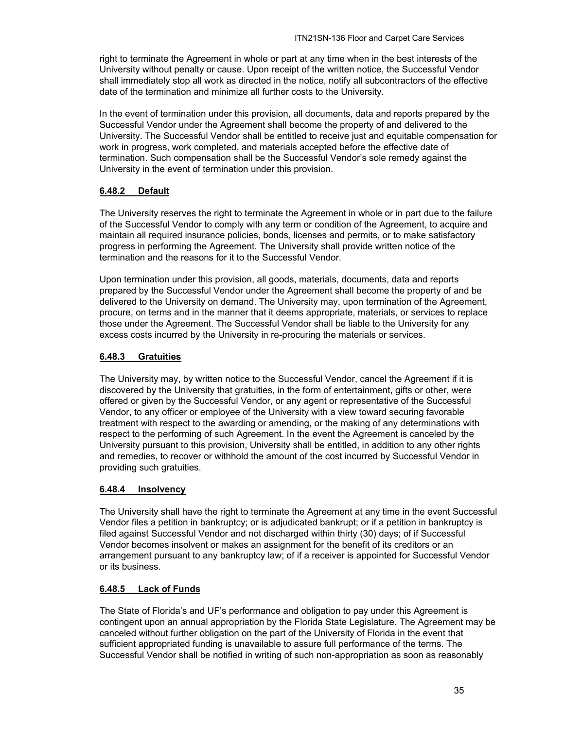right to terminate the Agreement in whole or part at any time when in the best interests of the University without penalty or cause. Upon receipt of the written notice, the Successful Vendor shall immediately stop all work as directed in the notice, notify all subcontractors of the effective date of the termination and minimize all further costs to the University.

In the event of termination under this provision, all documents, data and reports prepared by the Successful Vendor under the Agreement shall become the property of and delivered to the University. The Successful Vendor shall be entitled to receive just and equitable compensation for work in progress, work completed, and materials accepted before the effective date of termination. Such compensation shall be the Successful Vendor's sole remedy against the University in the event of termination under this provision.

#### 6.48.2 Default

The University reserves the right to terminate the Agreement in whole or in part due to the failure of the Successful Vendor to comply with any term or condition of the Agreement, to acquire and maintain all required insurance policies, bonds, licenses and permits, or to make satisfactory progress in performing the Agreement. The University shall provide written notice of the termination and the reasons for it to the Successful Vendor.

Upon termination under this provision, all goods, materials, documents, data and reports prepared by the Successful Vendor under the Agreement shall become the property of and be delivered to the University on demand. The University may, upon termination of the Agreement, procure, on terms and in the manner that it deems appropriate, materials, or services to replace those under the Agreement. The Successful Vendor shall be liable to the University for any excess costs incurred by the University in re-procuring the materials or services.

#### 6.48.3 Gratuities

The University may, by written notice to the Successful Vendor, cancel the Agreement if it is discovered by the University that gratuities, in the form of entertainment, gifts or other, were offered or given by the Successful Vendor, or any agent or representative of the Successful Vendor, to any officer or employee of the University with a view toward securing favorable treatment with respect to the awarding or amending, or the making of any determinations with respect to the performing of such Agreement. In the event the Agreement is canceled by the University pursuant to this provision, University shall be entitled, in addition to any other rights and remedies, to recover or withhold the amount of the cost incurred by Successful Vendor in providing such gratuities.

#### 6.48.4 Insolvency

The University shall have the right to terminate the Agreement at any time in the event Successful Vendor files a petition in bankruptcy; or is adjudicated bankrupt; or if a petition in bankruptcy is filed against Successful Vendor and not discharged within thirty (30) days; of if Successful Vendor becomes insolvent or makes an assignment for the benefit of its creditors or an arrangement pursuant to any bankruptcy law; of if a receiver is appointed for Successful Vendor or its business.

#### 6.48.5 Lack of Funds

The State of Florida's and UF's performance and obligation to pay under this Agreement is contingent upon an annual appropriation by the Florida State Legislature. The Agreement may be canceled without further obligation on the part of the University of Florida in the event that sufficient appropriated funding is unavailable to assure full performance of the terms. The Successful Vendor shall be notified in writing of such non-appropriation as soon as reasonably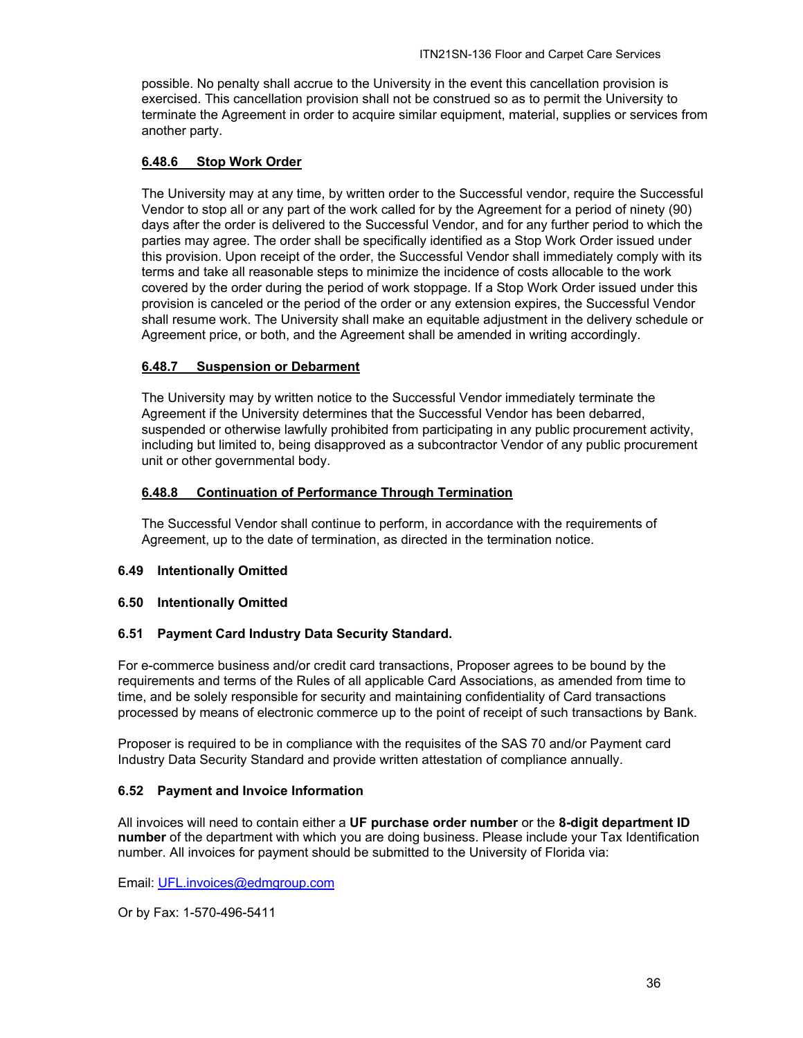possible. No penalty shall accrue to the University in the event this cancellation provision is exercised. This cancellation provision shall not be construed so as to permit the University to terminate the Agreement in order to acquire similar equipment, material, supplies or services from another party.

#### 6.48.6 Stop Work Order

The University may at any time, by written order to the Successful vendor, require the Successful Vendor to stop all or any part of the work called for by the Agreement for a period of ninety (90) days after the order is delivered to the Successful Vendor, and for any further period to which the parties may agree. The order shall be specifically identified as a Stop Work Order issued under this provision. Upon receipt of the order, the Successful Vendor shall immediately comply with its terms and take all reasonable steps to minimize the incidence of costs allocable to the work covered by the order during the period of work stoppage. If a Stop Work Order issued under this provision is canceled or the period of the order or any extension expires, the Successful Vendor shall resume work. The University shall make an equitable adjustment in the delivery schedule or Agreement price, or both, and the Agreement shall be amended in writing accordingly.

#### 6.48.7 Suspension or Debarment

The University may by written notice to the Successful Vendor immediately terminate the Agreement if the University determines that the Successful Vendor has been debarred, suspended or otherwise lawfully prohibited from participating in any public procurement activity, including but limited to, being disapproved as a subcontractor Vendor of any public procurement unit or other governmental body.

#### 6.48.8 Continuation of Performance Through Termination

The Successful Vendor shall continue to perform, in accordance with the requirements of Agreement, up to the date of termination, as directed in the termination notice.

### 6.49 Intentionally Omitted

### 6.50 Intentionally Omitted

### 6.51 Payment Card Industry Data Security Standard.

For e-commerce business and/or credit card transactions, Proposer agrees to be bound by the requirements and terms of the Rules of all applicable Card Associations, as amended from time to time, and be solely responsible for security and maintaining confidentiality of Card transactions processed by means of electronic commerce up to the point of receipt of such transactions by Bank.

Proposer is required to be in compliance with the requisites of the SAS 70 and/or Payment card Industry Data Security Standard and provide written attestation of compliance annually.

### 6.52 Payment and Invoice Information

All invoices will need to contain either a **UF purchase order number** or the **8-digit department ID number** of the department with which you are doing business. Please include your Tax Identification number. All invoices for payment should be submitted to the University of Florida via:

Email: UFL.invoices@edmgroup.com

Or by Fax: 1-570-496-5411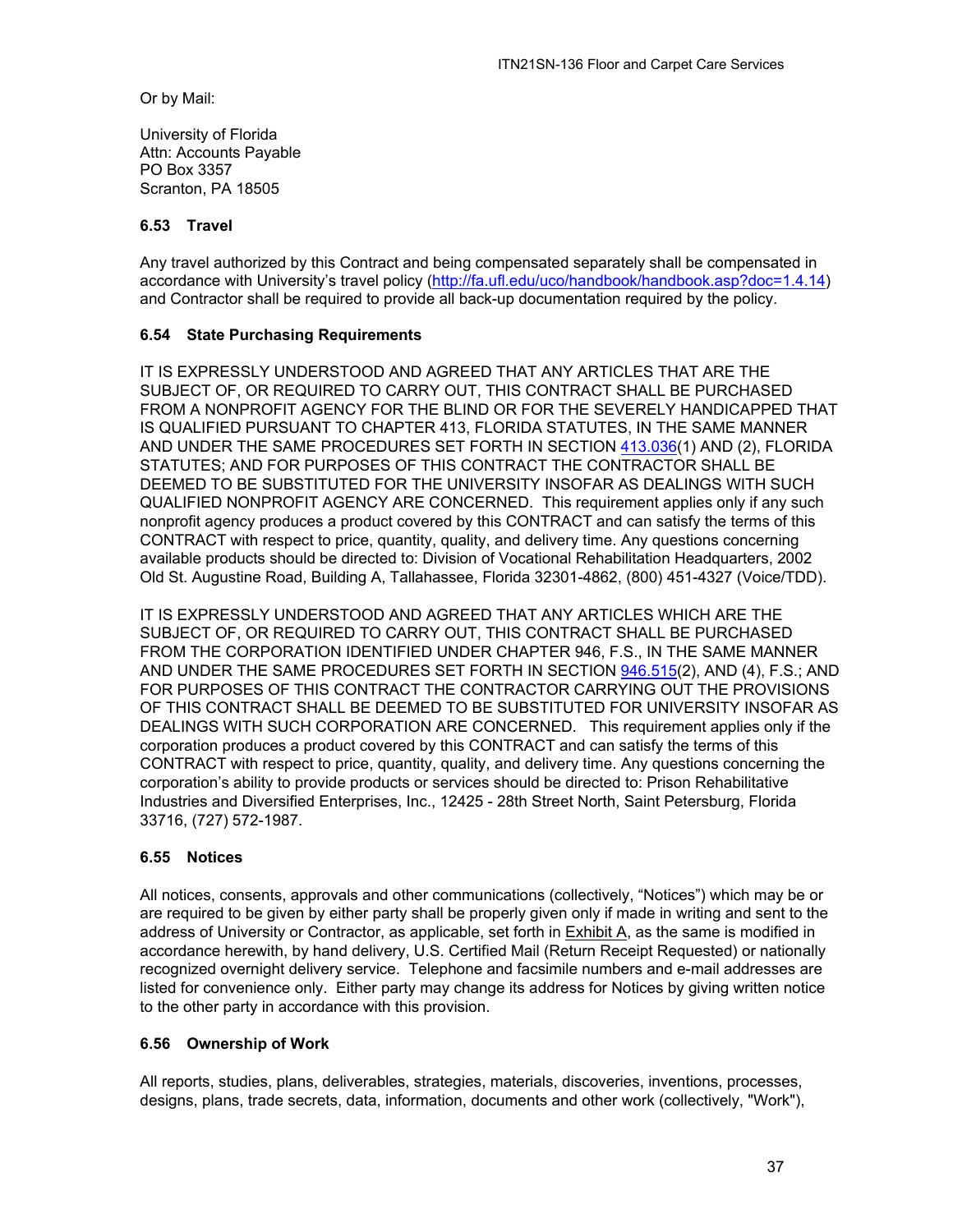Or by Mail:

University of Florida
Attn: Accounts Payable
PO Box 3357
Scranton, PA 18505

### 6.53 Travel

Any travel authorized by this Contract and being compensated separately shall be compensated in accordance with University's travel policy (http://fa.ufl.edu/uco/handbook/handbook.asp?doc=1.4.14) and Contractor shall be required to provide all back-up documentation required by the policy.

### 6.54 State Purchasing Requirements

IT IS EXPRESSLY UNDERSTOOD AND AGREED THAT ANY ARTICLES THAT ARE THE SUBJECT OF, OR REQUIRED TO CARRY OUT, THIS CONTRACT SHALL BE PURCHASED FROM A NONPROFIT AGENCY FOR THE BLIND OR FOR THE SEVERELY HANDICAPPED THAT IS QUALIFIED PURSUANT TO CHAPTER 413, FLORIDA STATUTES, IN THE SAME MANNER AND UNDER THE SAME PROCEDURES SET FORTH IN SECTION 413.036(1) AND (2), FLORIDA STATUTES; AND FOR PURPOSES OF THIS CONTRACT THE CONTRACTOR SHALL BE DEEMED TO BE SUBSTITUTED FOR THE UNIVERSITY INSOFAR AS DEALINGS WITH SUCH QUALIFIED NONPROFIT AGENCY ARE CONCERNED. This requirement applies only if any such nonprofit agency produces a product covered by this CONTRACT and can satisfy the terms of this CONTRACT with respect to price, quantity, quality, and delivery time. Any questions concerning available products should be directed to: Division of Vocational Rehabilitation Headquarters, 2002 Old St. Augustine Road, Building A, Tallahassee, Florida 32301-4862, (800) 451-4327 (Voice/TDD).

IT IS EXPRESSLY UNDERSTOOD AND AGREED THAT ANY ARTICLES WHICH ARE THE SUBJECT OF, OR REQUIRED TO CARRY OUT, THIS CONTRACT SHALL BE PURCHASED FROM THE CORPORATION IDENTIFIED UNDER CHAPTER 946, F.S., IN THE SAME MANNER AND UNDER THE SAME PROCEDURES SET FORTH IN SECTION 946.515(2), AND (4), F.S.; AND FOR PURPOSES OF THIS CONTRACT THE CONTRACTOR CARRYING OUT THE PROVISIONS OF THIS CONTRACT SHALL BE DEEMED TO BE SUBSTITUTED FOR UNIVERSITY INSOFAR AS DEALINGS WITH SUCH CORPORATION ARE CONCERNED. This requirement applies only if the corporation produces a product covered by this CONTRACT and can satisfy the terms of this CONTRACT with respect to price, quantity, quality, and delivery time. Any questions concerning the corporation's ability to provide products or services should be directed to: Prison Rehabilitative Industries and Diversified Enterprises, Inc., 12425 - 28th Street North, Saint Petersburg, Florida 33716, (727) 572-1987.

### 6.55 Notices

All notices, consents, approvals and other communications (collectively, "Notices") which may be or are required to be given by either party shall be properly given only if made in writing and sent to the address of University or Contractor, as applicable, set forth in Exhibit A, as the same is modified in accordance herewith, by hand delivery, U.S. Certified Mail (Return Receipt Requested) or nationally recognized overnight delivery service. Telephone and facsimile numbers and e-mail addresses are listed for convenience only. Either party may change its address for Notices by giving written notice to the other party in accordance with this provision.

### 6.56 Ownership of Work

All reports, studies, plans, deliverables, strategies, materials, discoveries, inventions, processes, designs, plans, trade secrets, data, information, documents and other work (collectively, "Work"),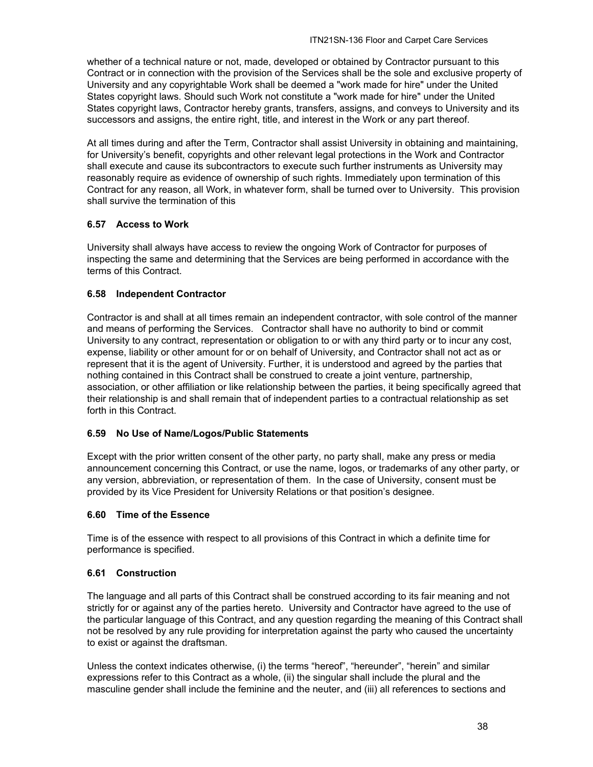whether of a technical nature or not, made, developed or obtained by Contractor pursuant to this Contract or in connection with the provision of the Services shall be the sole and exclusive property of University and any copyrightable Work shall be deemed a "work made for hire" under the United States copyright laws. Should such Work not constitute a "work made for hire" under the United States copyright laws, Contractor hereby grants, transfers, assigns, and conveys to University and its successors and assigns, the entire right, title, and interest in the Work or any part thereof.

At all times during and after the Term, Contractor shall assist University in obtaining and maintaining, for University's benefit, copyrights and other relevant legal protections in the Work and Contractor shall execute and cause its subcontractors to execute such further instruments as University may reasonably require as evidence of ownership of such rights. Immediately upon termination of this Contract for any reason, all Work, in whatever form, shall be turned over to University. This provision shall survive the termination of this

### 6.57 Access to Work

University shall always have access to review the ongoing Work of Contractor for purposes of inspecting the same and determining that the Services are being performed in accordance with the terms of this Contract.

### 6.58 Independent Contractor

Contractor is and shall at all times remain an independent contractor, with sole control of the manner and means of performing the Services. Contractor shall have no authority to bind or commit University to any contract, representation or obligation to or with any third party or to incur any cost, expense, liability or other amount for or on behalf of University, and Contractor shall not act as or represent that it is the agent of University. Further, it is understood and agreed by the parties that nothing contained in this Contract shall be construed to create a joint venture, partnership, association, or other affiliation or like relationship between the parties, it being specifically agreed that their relationship is and shall remain that of independent parties to a contractual relationship as set forth in this Contract.

### 6.59 No Use of Name/Logos/Public Statements

Except with the prior written consent of the other party, no party shall, make any press or media announcement concerning this Contract, or use the name, logos, or trademarks of any other party, or any version, abbreviation, or representation of them. In the case of University, consent must be provided by its Vice President for University Relations or that position's designee.

### 6.60 Time of the Essence

Time is of the essence with respect to all provisions of this Contract in which a definite time for performance is specified.

### 6.61 Construction

The language and all parts of this Contract shall be construed according to its fair meaning and not strictly for or against any of the parties hereto. University and Contractor have agreed to the use of the particular language of this Contract, and any question regarding the meaning of this Contract shall not be resolved by any rule providing for interpretation against the party who caused the uncertainty to exist or against the draftsman.

Unless the context indicates otherwise, (i) the terms "hereof", "hereunder", "herein" and similar expressions refer to this Contract as a whole, (ii) the singular shall include the plural and the masculine gender shall include the feminine and the neuter, and (iii) all references to sections and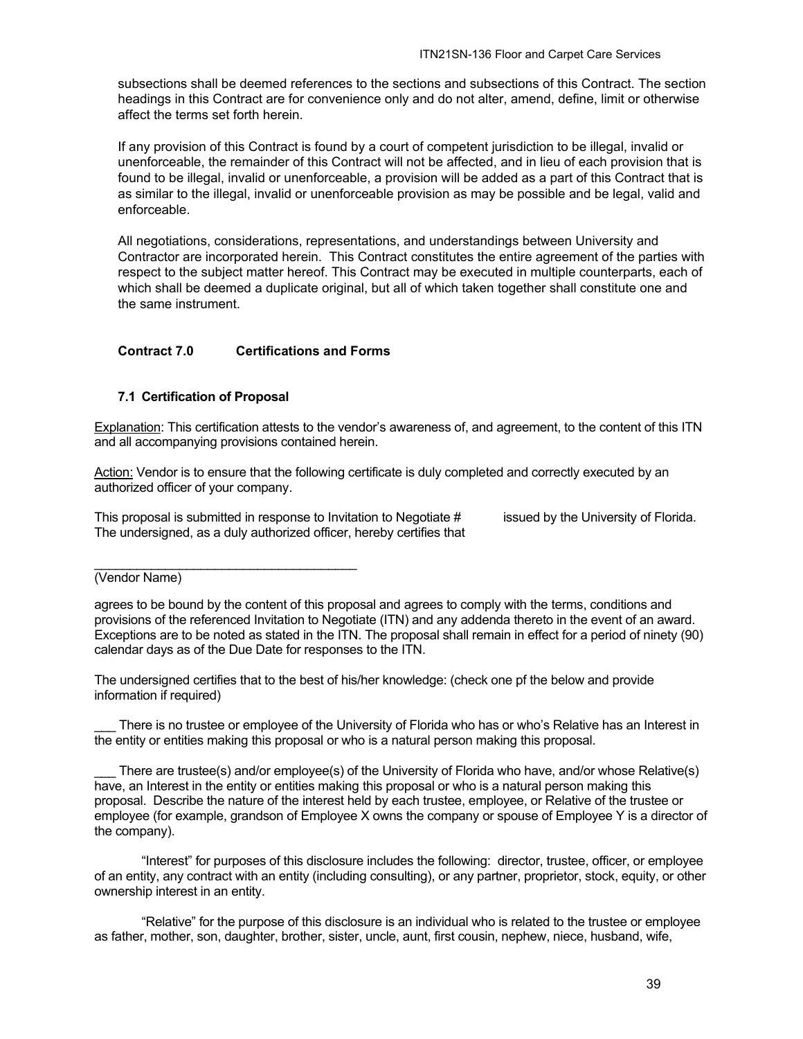subsections shall be deemed references to the sections and subsections of this Contract. The section headings in this Contract are for convenience only and do not alter, amend, define, limit or otherwise affect the terms set forth herein.

If any provision of this Contract is found by a court of competent jurisdiction to be illegal, invalid or unenforceable, the remainder of this Contract will not be affected, and in lieu of each provision that is found to be illegal, invalid or unenforceable, a provision will be added as a part of this Contract that is as similar to the illegal, invalid or unenforceable provision as may be possible and be legal, valid and enforceable.

All negotiations, considerations, representations, and understandings between University and Contractor are incorporated herein. This Contract constitutes the entire agreement of the parties with respect to the subject matter hereof. This Contract may be executed in multiple counterparts, each of which shall be deemed a duplicate original, but all of which taken together shall constitute one and the same instrument.

## Contract 7.0 Certifications and Forms

### 7.1 Certification of Proposal

Explanation: This certification attests to the vendor's awareness of, and agreement, to the content of this ITN and all accompanying provisions contained herein.

Action: Vendor is to ensure that the following certificate is duly completed and correctly executed by an authorized officer of your company.

This proposal is submitted in response to Invitation to Negotiate # issued by the University of Florida. The undersigned, as a duly authorized officer, hereby certifies that

_____________________________________
(Vendor Name)

agrees to be bound by the content of this proposal and agrees to comply with the terms, conditions and provisions of the referenced Invitation to Negotiate (ITN) and any addenda thereto in the event of an award. Exceptions are to be noted as stated in the ITN. The proposal shall remain in effect for a period of ninety (90) calendar days as of the Due Date for responses to the ITN.

The undersigned certifies that to the best of his/her knowledge: (check one pf the below and provide information if required)

___ There is no trustee or employee of the University of Florida who has or who's Relative has an Interest in the entity or entities making this proposal or who is a natural person making this proposal.

___ There are trustee(s) and/or employee(s) of the University of Florida who have, and/or whose Relative(s) have, an Interest in the entity or entities making this proposal or who is a natural person making this proposal. Describe the nature of the interest held by each trustee, employee, or Relative of the trustee or employee (for example, grandson of Employee X owns the company or spouse of Employee Y is a director of the company).

"Interest" for purposes of this disclosure includes the following: director, trustee, officer, or employee of an entity, any contract with an entity (including consulting), or any partner, proprietor, stock, equity, or other ownership interest in an entity.

"Relative" for the purpose of this disclosure is an individual who is related to the trustee or employee as father, mother, son, daughter, brother, sister, uncle, aunt, first cousin, nephew, niece, husband, wife,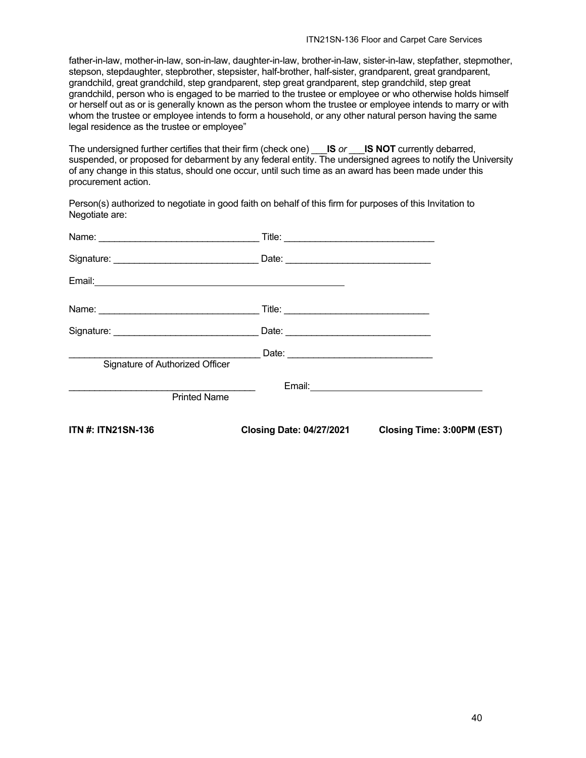father-in-law, mother-in-law, son-in-law, daughter-in-law, brother-in-law, sister-in-law, stepfather, stepmother, stepson, stepdaughter, stepbrother, stepsister, half-brother, half-sister, grandparent, great grandparent, grandchild, great grandchild, step grandparent, step great grandparent, step grandchild, step great grandchild, person who is engaged to be married to the trustee or employee or who otherwise holds himself or herself out as or is generally known as the person whom the trustee or employee intends to marry or with whom the trustee or employee intends to form a household, or any other natural person having the same legal residence as the trustee or employee"

The undersigned further certifies that their firm (check one) ___**IS** *or* ___**IS NOT** currently debarred, suspended, or proposed for debarment by any federal entity. The undersigned agrees to notify the University of any change in this status, should one occur, until such time as an award has been made under this procurement action.

Person(s) authorized to negotiate in good faith on behalf of this firm for purposes of this Invitation to Negotiate are:

Name: _______________________________ Title: _____________________________

Signature: ____________________________ Date: ____________________________

Email: _____________________________________________

Name: _______________________________ Title: ____________________________

Signature: ____________________________ Date: ____________________________

____________________________________ Date: ____________________________
Signature of Authorized Officer

____________________________________ Email: ______________________________
Printed Name

**ITN #: ITN21SN-136** **Closing Date: 04/27/2021** **Closing Time: 3:00PM (EST)**